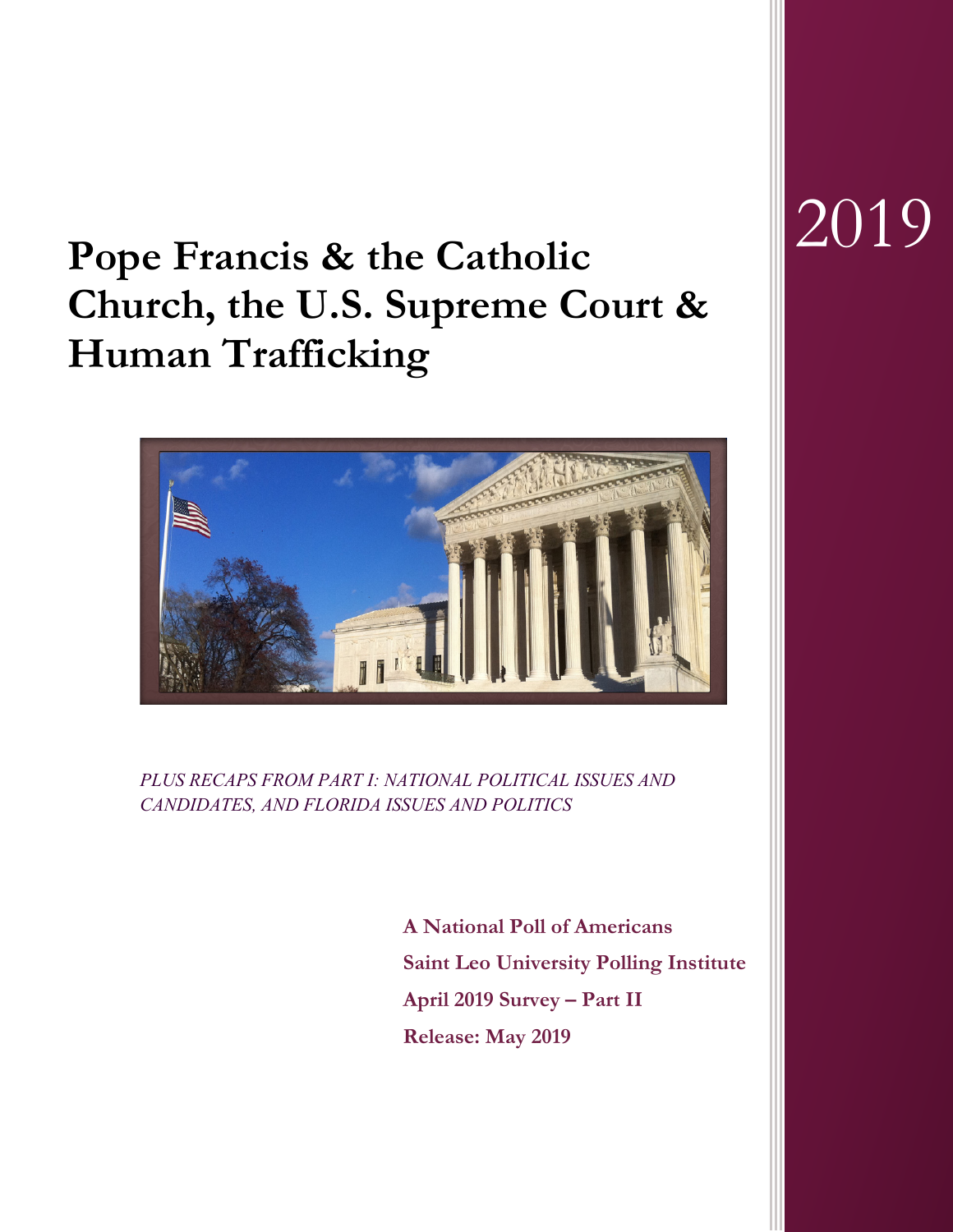2019

# Pope Francis & the Catholic Church, the U.S. Supreme Court & Human Trafficking

*PLUS RECAPS FROM PART I: NATIONAL POLITICAL ISSUES AND CANDIDATES, AND FLORIDA ISSUES AND POLITICS*

**A National Poll of Americans**

**Saint Leo University Polling Institute**

**April 2019 Survey – Part II**

**Release: May 2019**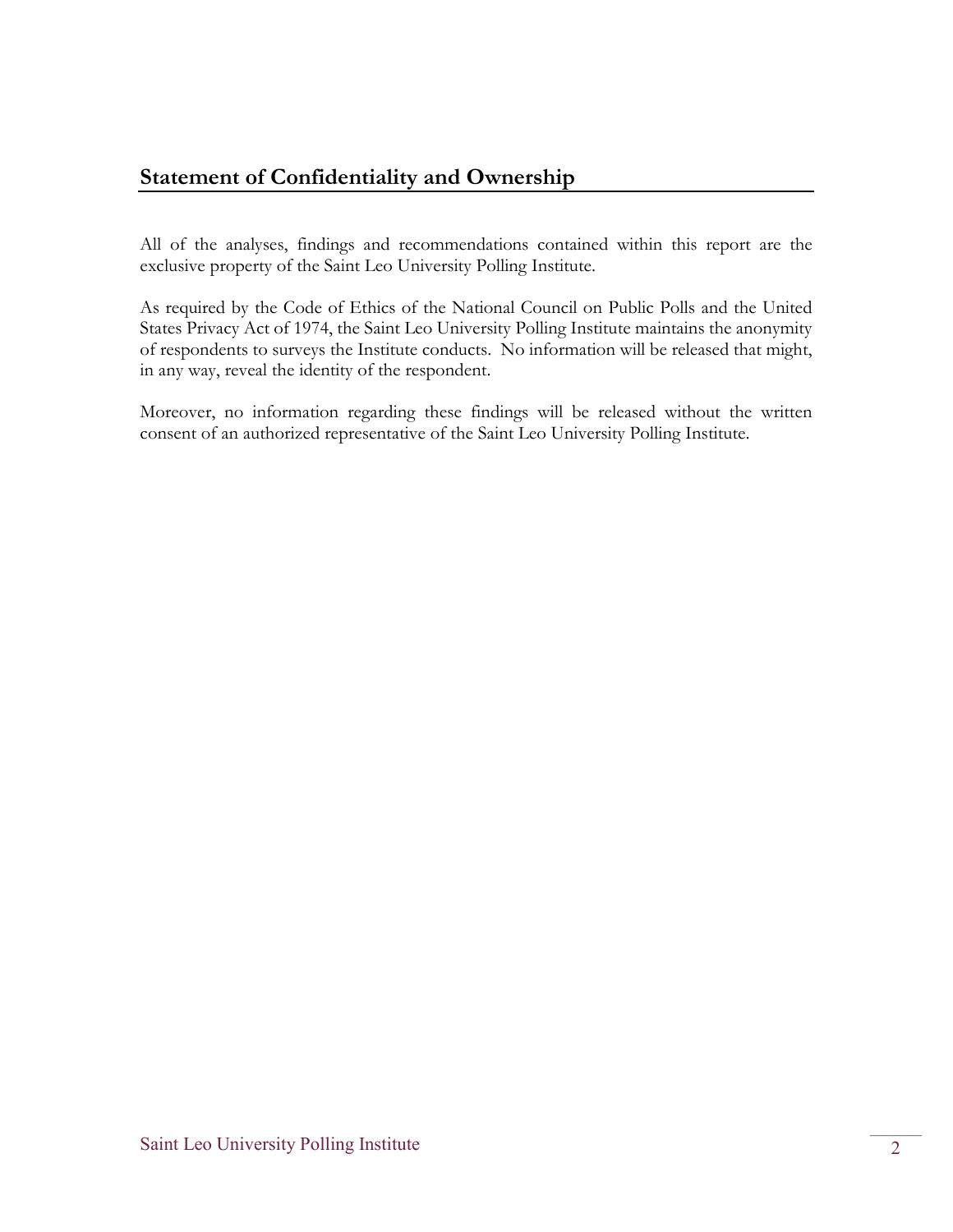## Statement of Confidentiality and Ownership

All of the analyses, findings and recommendations contained within this report are the exclusive property of the Saint Leo University Polling Institute.

As required by the Code of Ethics of the National Council on Public Polls and the United States Privacy Act of 1974, the Saint Leo University Polling Institute maintains the anonymity of respondents to surveys the Institute conducts. No information will be released that might, in any way, reveal the identity of the respondent.

Moreover, no information regarding these findings will be released without the written consent of an authorized representative of the Saint Leo University Polling Institute.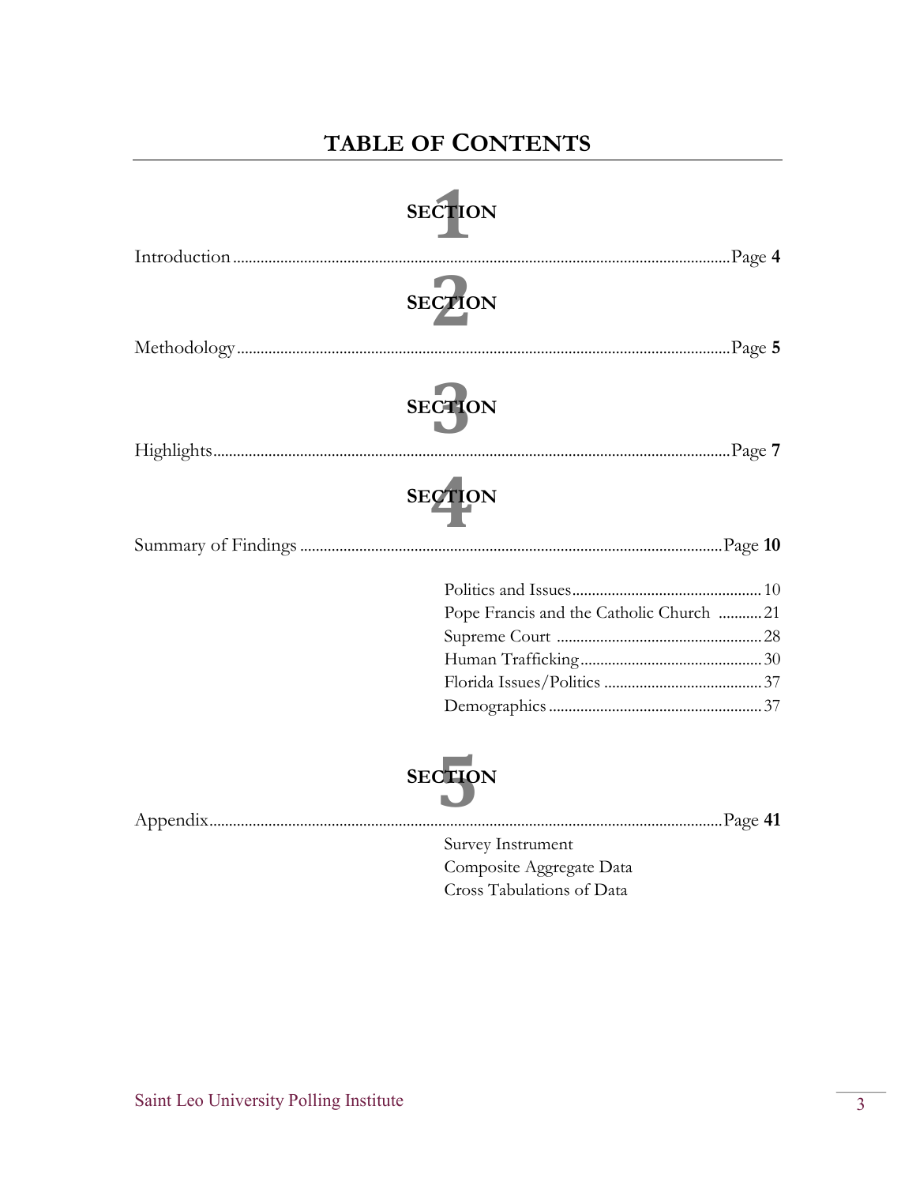# TABLE OF CONTENTS

## SECTION 1

Introduction .................................................. Page **4**

## SECTION 2

Methodology .................................................. Page **5**

## SECTION 3

Highlights .................................................. Page **7**

## SECTION 4

Summary of Findings .................................................. Page **10**

- Politics and Issues .................................................. 10
- Pope Francis and the Catholic Church .................................................. 21
- Supreme Court .................................................. 28
- Human Trafficking .................................................. 30
- Florida Issues/Politics .................................................. 37
- Demographics .................................................. 37

## SECTION 5

Appendix .................................................. Page **41**

- Survey Instrument
- Composite Aggregate Data
- Cross Tabulations of Data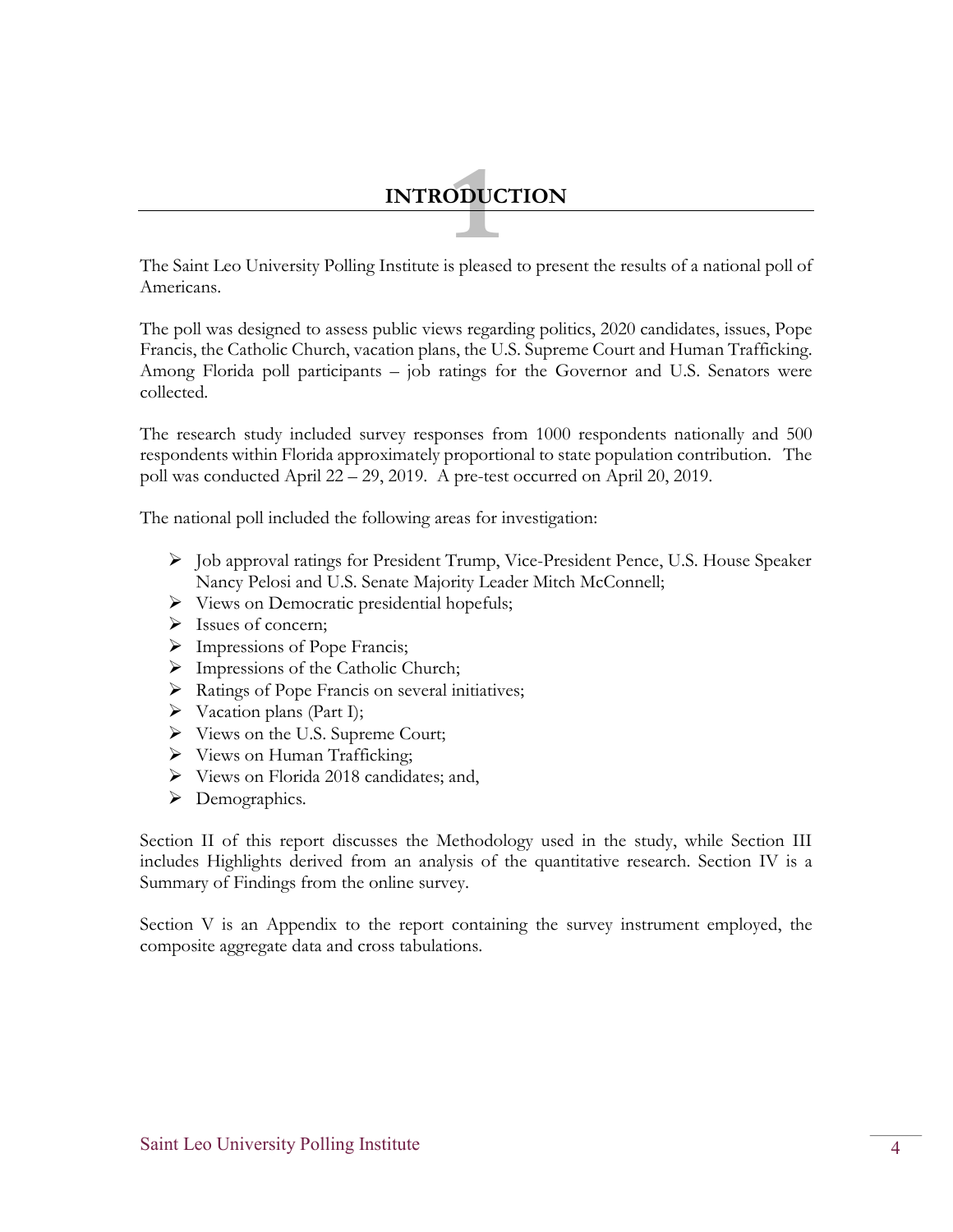# 1 INTRODUCTION

The Saint Leo University Polling Institute is pleased to present the results of a national poll of Americans.

The poll was designed to assess public views regarding politics, 2020 candidates, issues, Pope Francis, the Catholic Church, vacation plans, the U.S. Supreme Court and Human Trafficking. Among Florida poll participants – job ratings for the Governor and U.S. Senators were collected.

The research study included survey responses from 1000 respondents nationally and 500 respondents within Florida approximately proportional to state population contribution. The poll was conducted April 22 – 29, 2019. A pre-test occurred on April 20, 2019.

The national poll included the following areas for investigation:

- Job approval ratings for President Trump, Vice-President Pence, U.S. House Speaker Nancy Pelosi and U.S. Senate Majority Leader Mitch McConnell;
- Views on Democratic presidential hopefuls;
- Issues of concern;
- Impressions of Pope Francis;
- Impressions of the Catholic Church;
- Ratings of Pope Francis on several initiatives;
- Vacation plans (Part I);
- Views on the U.S. Supreme Court;
- Views on Human Trafficking;
- Views on Florida 2018 candidates; and,
- Demographics.

Section II of this report discusses the Methodology used in the study, while Section III includes Highlights derived from an analysis of the quantitative research. Section IV is a Summary of Findings from the online survey.

Section V is an Appendix to the report containing the survey instrument employed, the composite aggregate data and cross tabulations.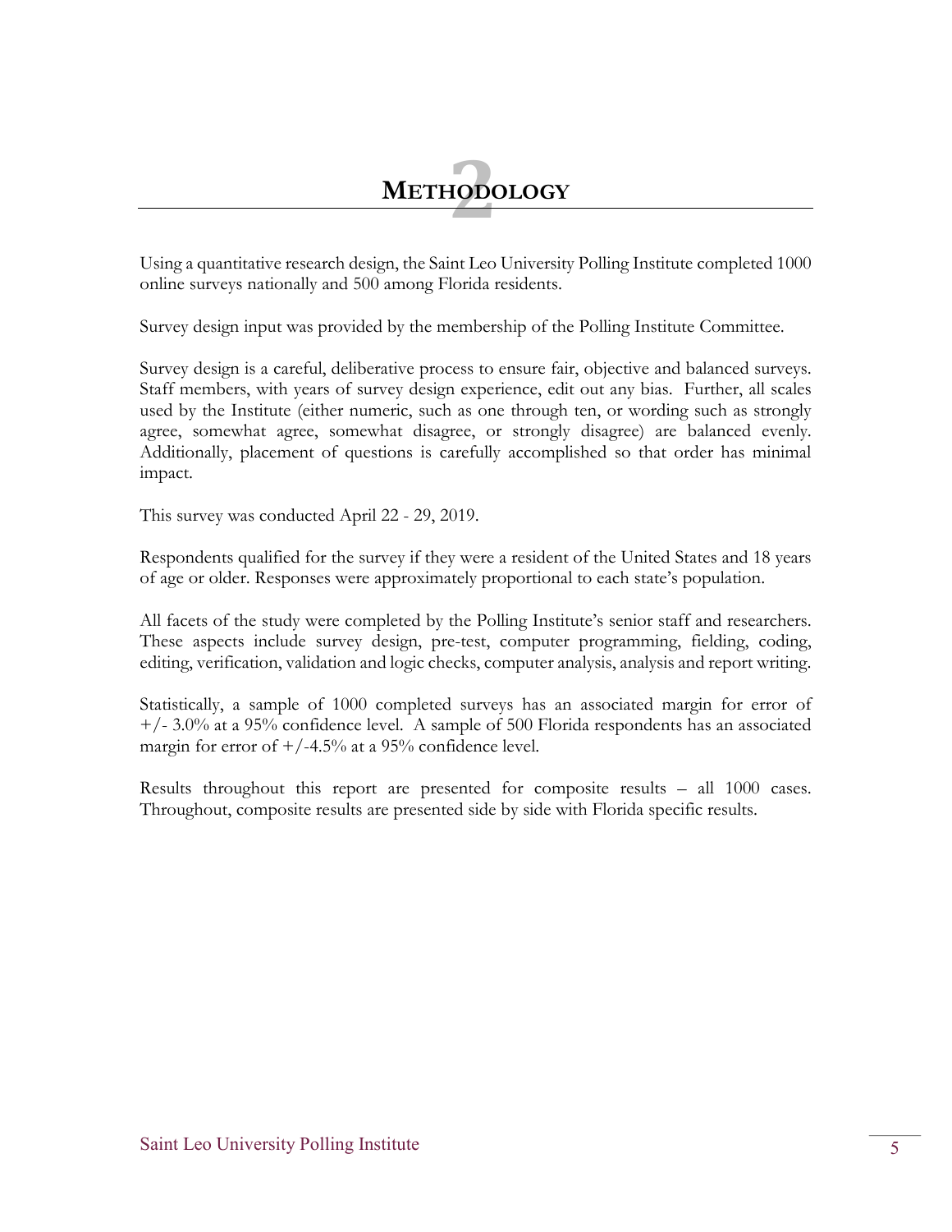# 2 METHODOLOGY

Using a quantitative research design, the Saint Leo University Polling Institute completed 1000 online surveys nationally and 500 among Florida residents.

Survey design input was provided by the membership of the Polling Institute Committee.

Survey design is a careful, deliberative process to ensure fair, objective and balanced surveys. Staff members, with years of survey design experience, edit out any bias. Further, all scales used by the Institute (either numeric, such as one through ten, or wording such as strongly agree, somewhat agree, somewhat disagree, or strongly disagree) are balanced evenly. Additionally, placement of questions is carefully accomplished so that order has minimal impact.

This survey was conducted April 22 - 29, 2019.

Respondents qualified for the survey if they were a resident of the United States and 18 years of age or older. Responses were approximately proportional to each state's population.

All facets of the study were completed by the Polling Institute's senior staff and researchers. These aspects include survey design, pre-test, computer programming, fielding, coding, editing, verification, validation and logic checks, computer analysis, analysis and report writing.

Statistically, a sample of 1000 completed surveys has an associated margin for error of +/- 3.0% at a 95% confidence level. A sample of 500 Florida respondents has an associated margin for error of +/-4.5% at a 95% confidence level.

Results throughout this report are presented for composite results – all 1000 cases. Throughout, composite results are presented side by side with Florida specific results.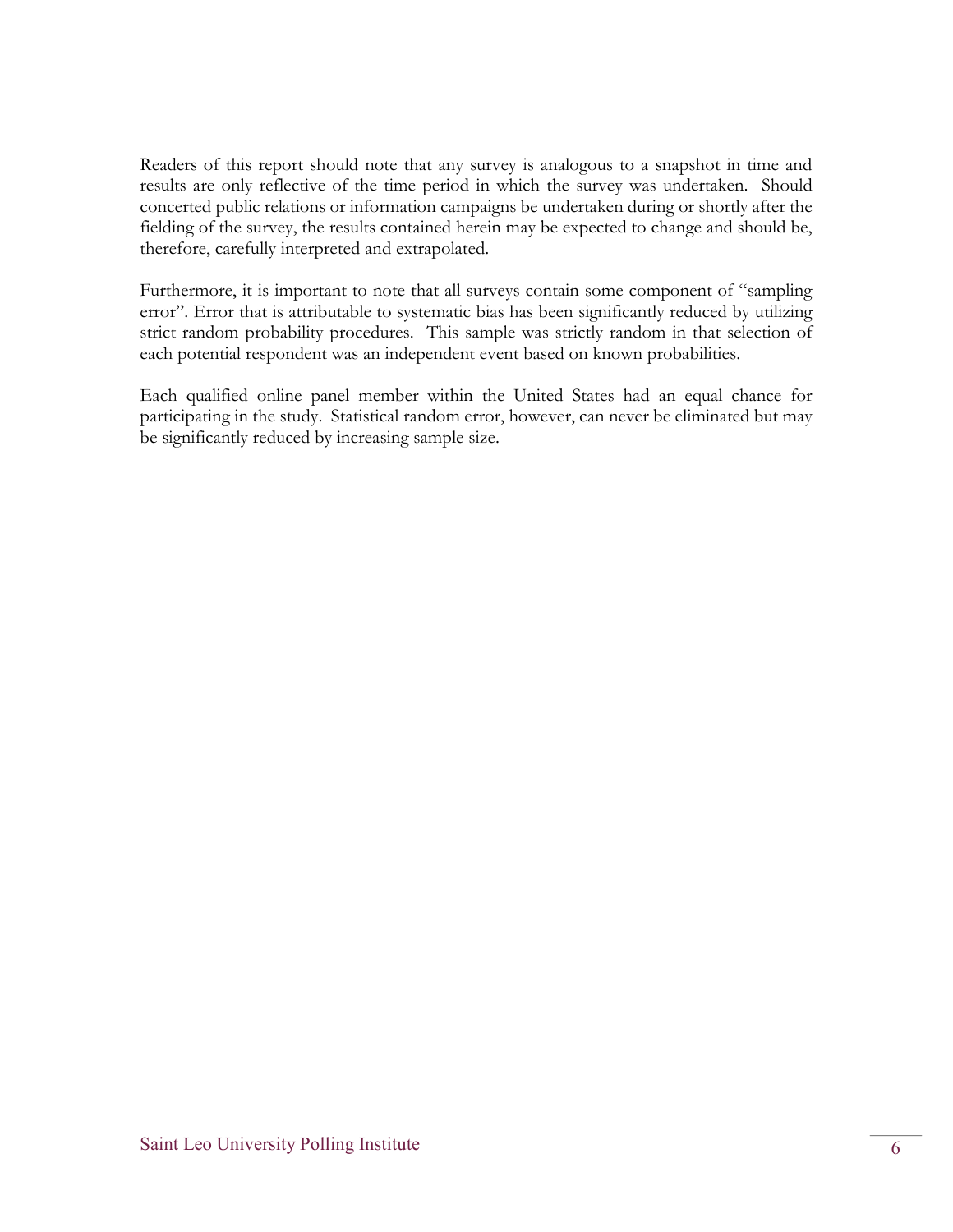Readers of this report should note that any survey is analogous to a snapshot in time and results are only reflective of the time period in which the survey was undertaken. Should concerted public relations or information campaigns be undertaken during or shortly after the fielding of the survey, the results contained herein may be expected to change and should be, therefore, carefully interpreted and extrapolated.

Furthermore, it is important to note that all surveys contain some component of "sampling error". Error that is attributable to systematic bias has been significantly reduced by utilizing strict random probability procedures. This sample was strictly random in that selection of each potential respondent was an independent event based on known probabilities.

Each qualified online panel member within the United States had an equal chance for participating in the study. Statistical random error, however, can never be eliminated but may be significantly reduced by increasing sample size.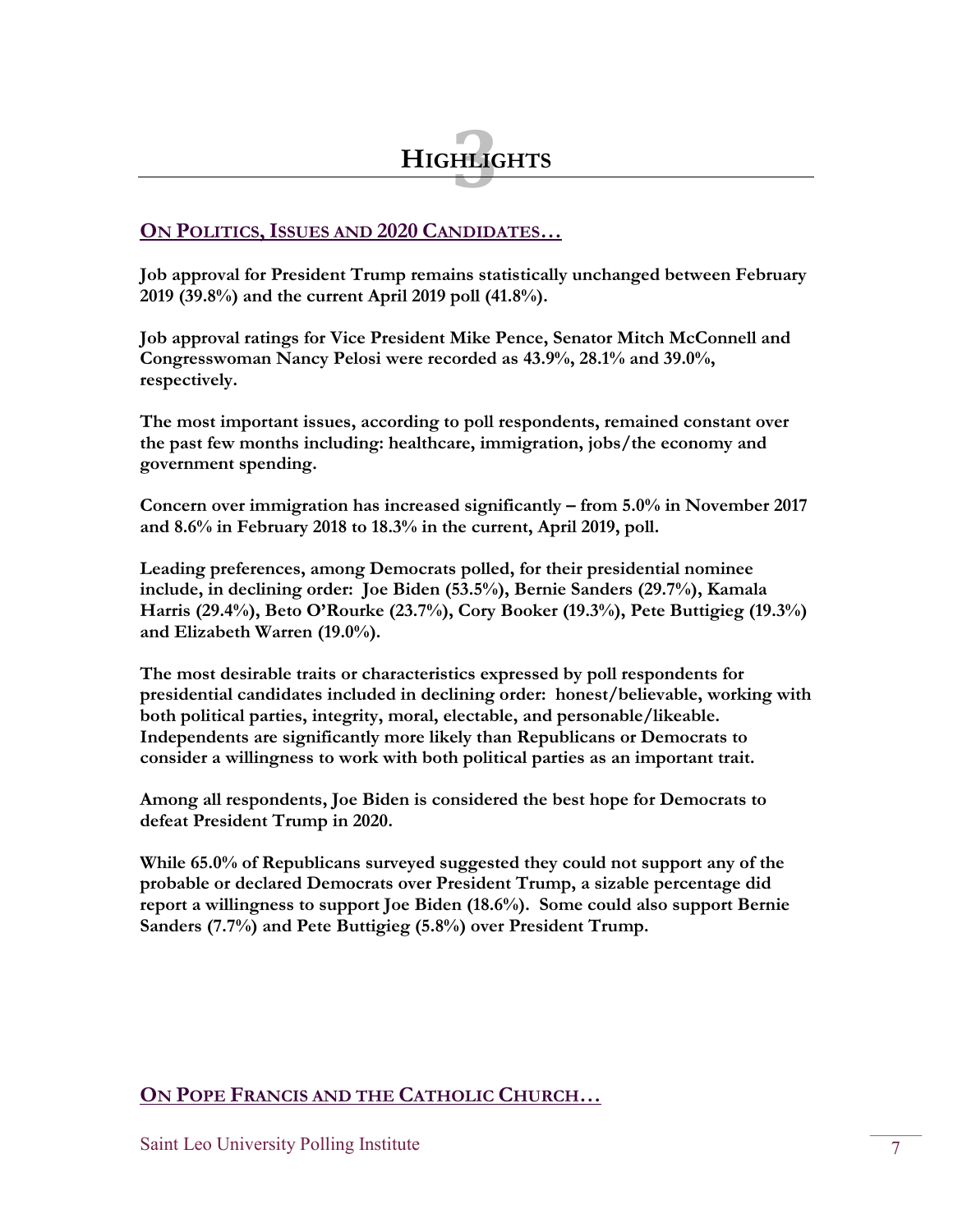# 3 HIGHLIGHTS

## ON POLITICS, ISSUES AND 2020 CANDIDATES…

**Job approval for President Trump remains statistically unchanged between February 2019 (39.8%) and the current April 2019 poll (41.8%).**

**Job approval ratings for Vice President Mike Pence, Senator Mitch McConnell and Congresswoman Nancy Pelosi were recorded as 43.9%, 28.1% and 39.0%, respectively.**

**The most important issues, according to poll respondents, remained constant over the past few months including: healthcare, immigration, jobs/the economy and government spending.**

**Concern over immigration has increased significantly – from 5.0% in November 2017 and 8.6% in February 2018 to 18.3% in the current, April 2019, poll.**

**Leading preferences, among Democrats polled, for their presidential nominee include, in declining order: Joe Biden (53.5%), Bernie Sanders (29.7%), Kamala Harris (29.4%), Beto O'Rourke (23.7%), Cory Booker (19.3%), Pete Buttigieg (19.3%) and Elizabeth Warren (19.0%).**

**The most desirable traits or characteristics expressed by poll respondents for presidential candidates included in declining order: honest/believable, working with both political parties, integrity, moral, electable, and personable/likeable. Independents are significantly more likely than Republicans or Democrats to consider a willingness to work with both political parties as an important trait.**

**Among all respondents, Joe Biden is considered the best hope for Democrats to defeat President Trump in 2020.**

**While 65.0% of Republicans surveyed suggested they could not support any of the probable or declared Democrats over President Trump, a sizable percentage did report a willingness to support Joe Biden (18.6%). Some could also support Bernie Sanders (7.7%) and Pete Buttigieg (5.8%) over President Trump.**

## ON POPE FRANCIS AND THE CATHOLIC CHURCH…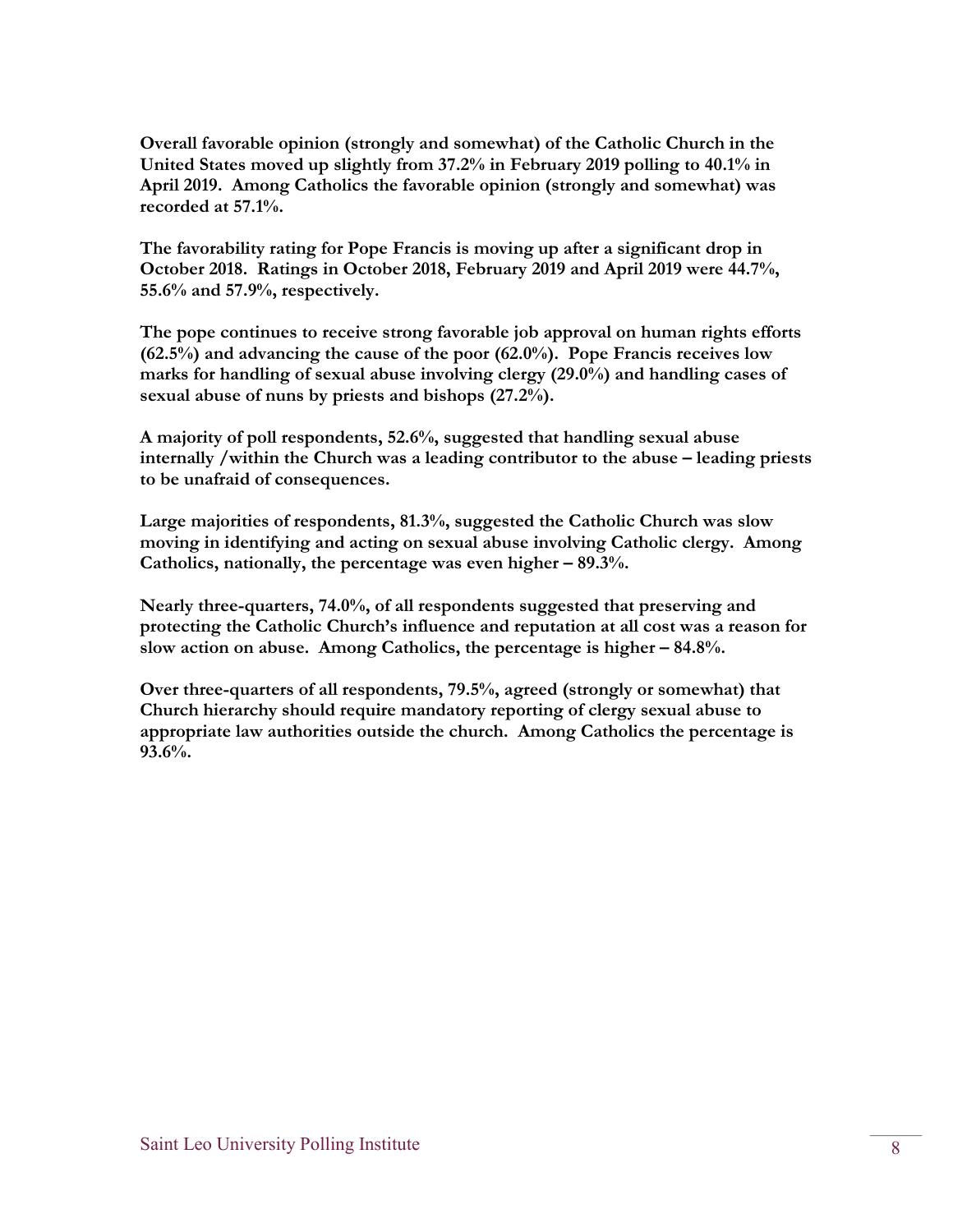**Overall favorable opinion (strongly and somewhat) of the Catholic Church in the United States moved up slightly from 37.2% in February 2019 polling to 40.1% in April 2019. Among Catholics the favorable opinion (strongly and somewhat) was recorded at 57.1%.**

**The favorability rating for Pope Francis is moving up after a significant drop in October 2018. Ratings in October 2018, February 2019 and April 2019 were 44.7%, 55.6% and 57.9%, respectively.**

**The pope continues to receive strong favorable job approval on human rights efforts (62.5%) and advancing the cause of the poor (62.0%). Pope Francis receives low marks for handling of sexual abuse involving clergy (29.0%) and handling cases of sexual abuse of nuns by priests and bishops (27.2%).**

**A majority of poll respondents, 52.6%, suggested that handling sexual abuse internally /within the Church was a leading contributor to the abuse – leading priests to be unafraid of consequences.**

**Large majorities of respondents, 81.3%, suggested the Catholic Church was slow moving in identifying and acting on sexual abuse involving Catholic clergy. Among Catholics, nationally, the percentage was even higher – 89.3%.**

**Nearly three-quarters, 74.0%, of all respondents suggested that preserving and protecting the Catholic Church's influence and reputation at all cost was a reason for slow action on abuse. Among Catholics, the percentage is higher – 84.8%.**

**Over three-quarters of all respondents, 79.5%, agreed (strongly or somewhat) that Church hierarchy should require mandatory reporting of clergy sexual abuse to appropriate law authorities outside the church. Among Catholics the percentage is 93.6%.**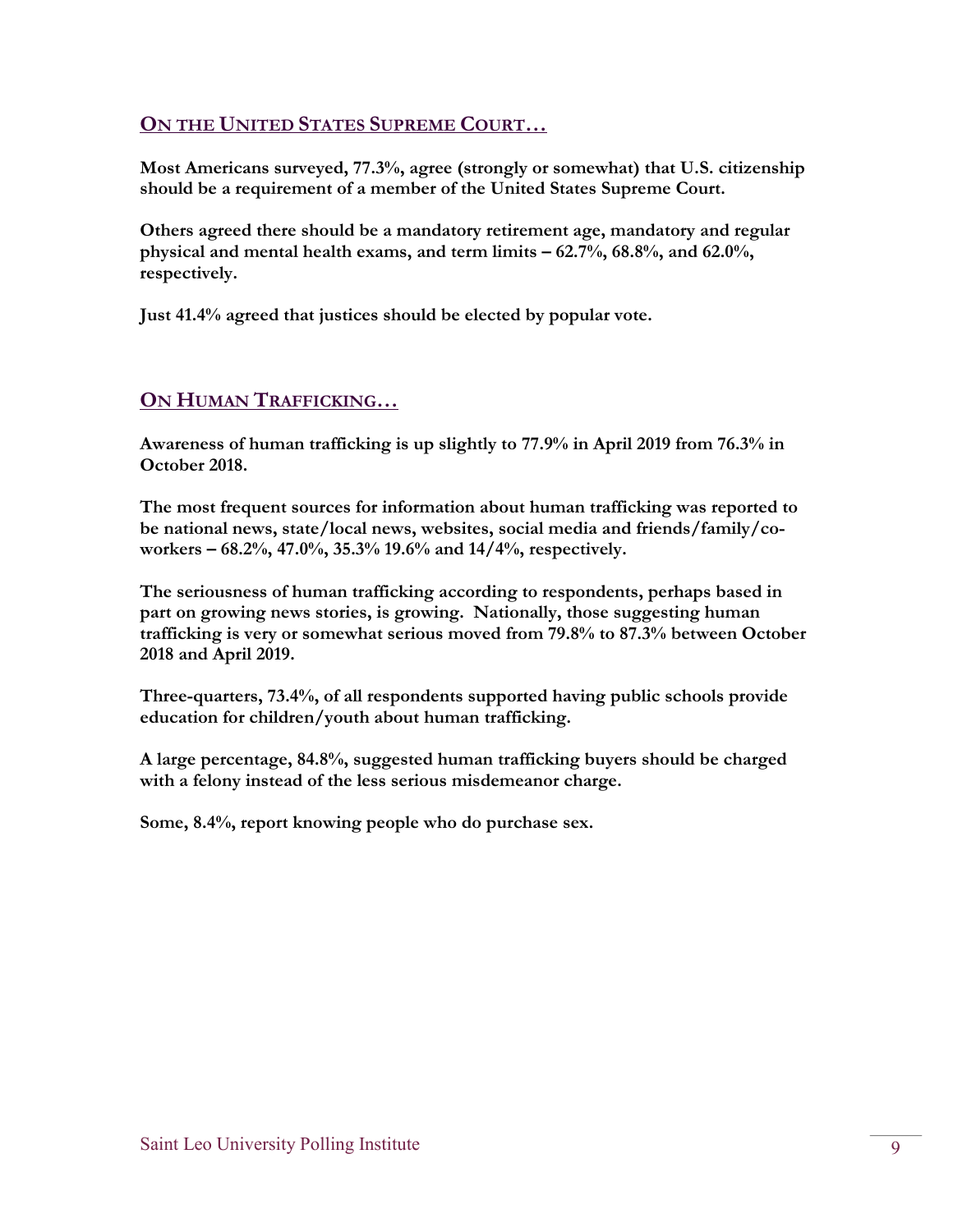## ON THE UNITED STATES SUPREME COURT…

**Most Americans surveyed, 77.3%, agree (strongly or somewhat) that U.S. citizenship should be a requirement of a member of the United States Supreme Court.**

**Others agreed there should be a mandatory retirement age, mandatory and regular physical and mental health exams, and term limits – 62.7%, 68.8%, and 62.0%, respectively.**

**Just 41.4% agreed that justices should be elected by popular vote.**

## ON HUMAN TRAFFICKING…

**Awareness of human trafficking is up slightly to 77.9% in April 2019 from 76.3% in October 2018.**

**The most frequent sources for information about human trafficking was reported to be national news, state/local news, websites, social media and friends/family/co-workers – 68.2%, 47.0%, 35.3% 19.6% and 14/4%, respectively.**

**The seriousness of human trafficking according to respondents, perhaps based in part on growing news stories, is growing. Nationally, those suggesting human trafficking is very or somewhat serious moved from 79.8% to 87.3% between October 2018 and April 2019.**

**Three-quarters, 73.4%, of all respondents supported having public schools provide education for children/youth about human trafficking.**

**A large percentage, 84.8%, suggested human trafficking buyers should be charged with a felony instead of the less serious misdemeanor charge.**

**Some, 8.4%, report knowing people who do purchase sex.**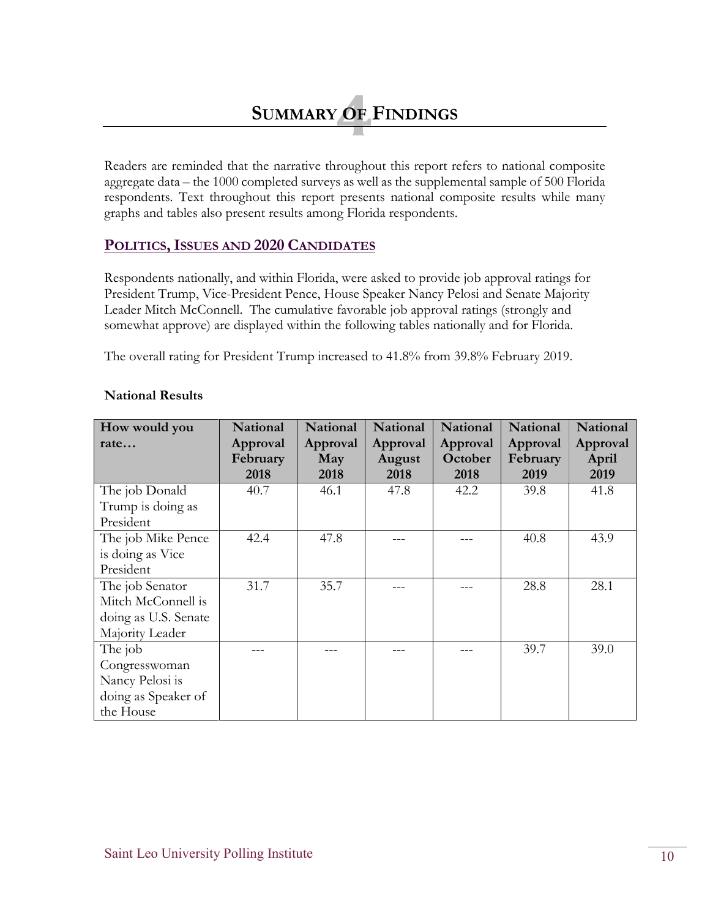# 4 Summary of Findings

Readers are reminded that the narrative throughout this report refers to national composite aggregate data – the 1000 completed surveys as well as the supplemental sample of 500 Florida respondents. Text throughout this report presents national composite results while many graphs and tables also present results among Florida respondents.

## Politics, Issues and 2020 Candidates

Respondents nationally, and within Florida, were asked to provide job approval ratings for President Trump, Vice-President Pence, House Speaker Nancy Pelosi and Senate Majority Leader Mitch McConnell. The cumulative favorable job approval ratings (strongly and somewhat approve) are displayed within the following tables nationally and for Florida.

The overall rating for President Trump increased to 41.8% from 39.8% February 2019.

**National Results**

| How would you rate… | National Approval February 2018 | National Approval May 2018 | National Approval August 2018 | National Approval October 2018 | National Approval February 2019 | National Approval April 2019 |
|---|---|---|---|---|---|---|
| The job Donald Trump is doing as President | 40.7 | 46.1 | 47.8 | 42.2 | 39.8 | 41.8 |
| The job Mike Pence is doing as Vice President | 42.4 | 47.8 | --- | --- | 40.8 | 43.9 |
| The job Senator Mitch McConnell is doing as U.S. Senate Majority Leader | 31.7 | 35.7 | --- | --- | 28.8 | 28.1 |
| The job Congresswoman Nancy Pelosi is doing as Speaker of the House | --- | --- | --- | --- | 39.7 | 39.0 |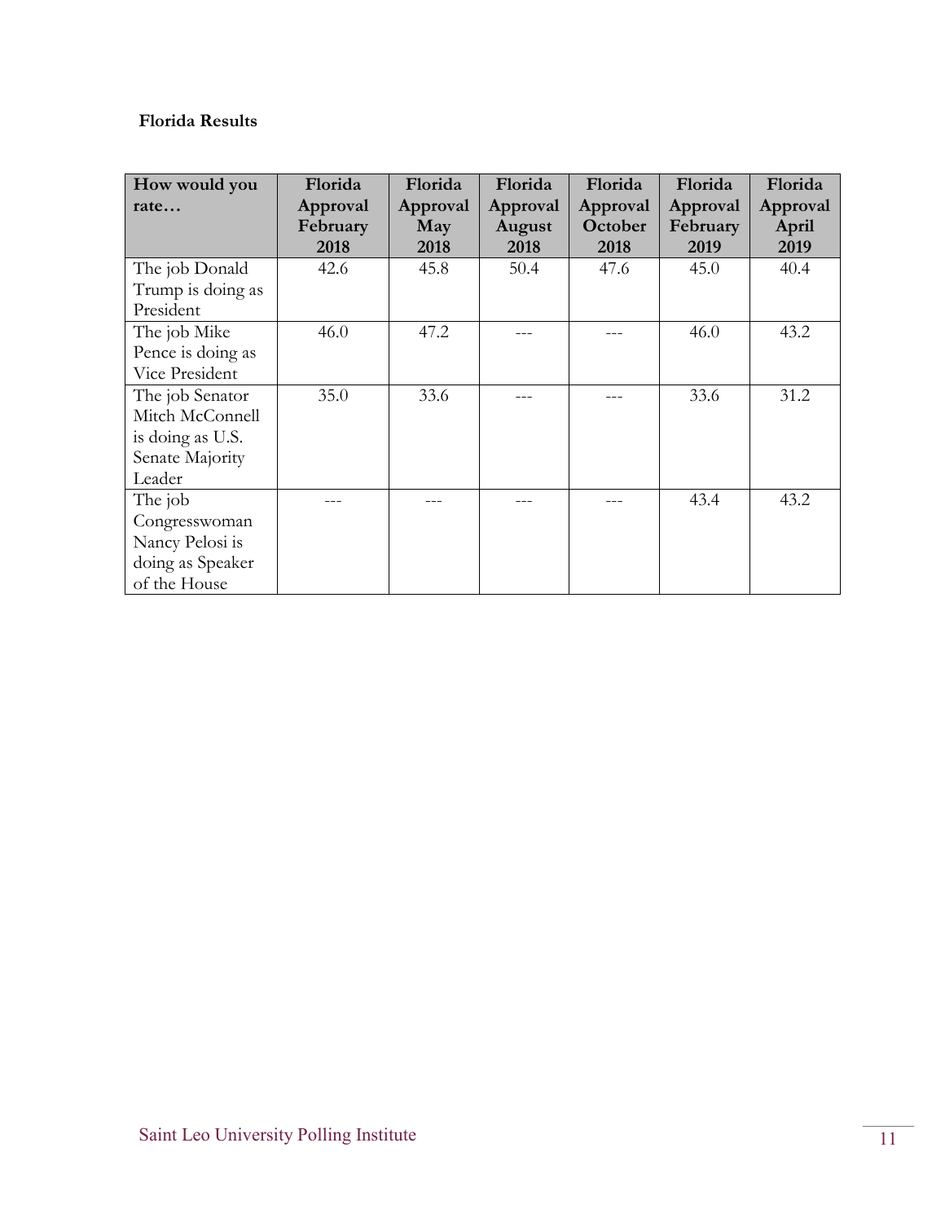**Florida Results**

| How would you rate… | Florida Approval February 2018 | Florida Approval May 2018 | Florida Approval August 2018 | Florida Approval October 2018 | Florida Approval February 2019 | Florida Approval April 2019 |
|---|---|---|---|---|---|---|
| The job Donald Trump is doing as President | 42.6 | 45.8 | 50.4 | 47.6 | 45.0 | 40.4 |
| The job Mike Pence is doing as Vice President | 46.0 | 47.2 | --- | --- | 46.0 | 43.2 |
| The job Senator Mitch McConnell is doing as U.S. Senate Majority Leader | 35.0 | 33.6 | --- | --- | 33.6 | 31.2 |
| The job Congresswoman Nancy Pelosi is doing as Speaker of the House | --- | --- | --- | --- | 43.4 | 43.2 |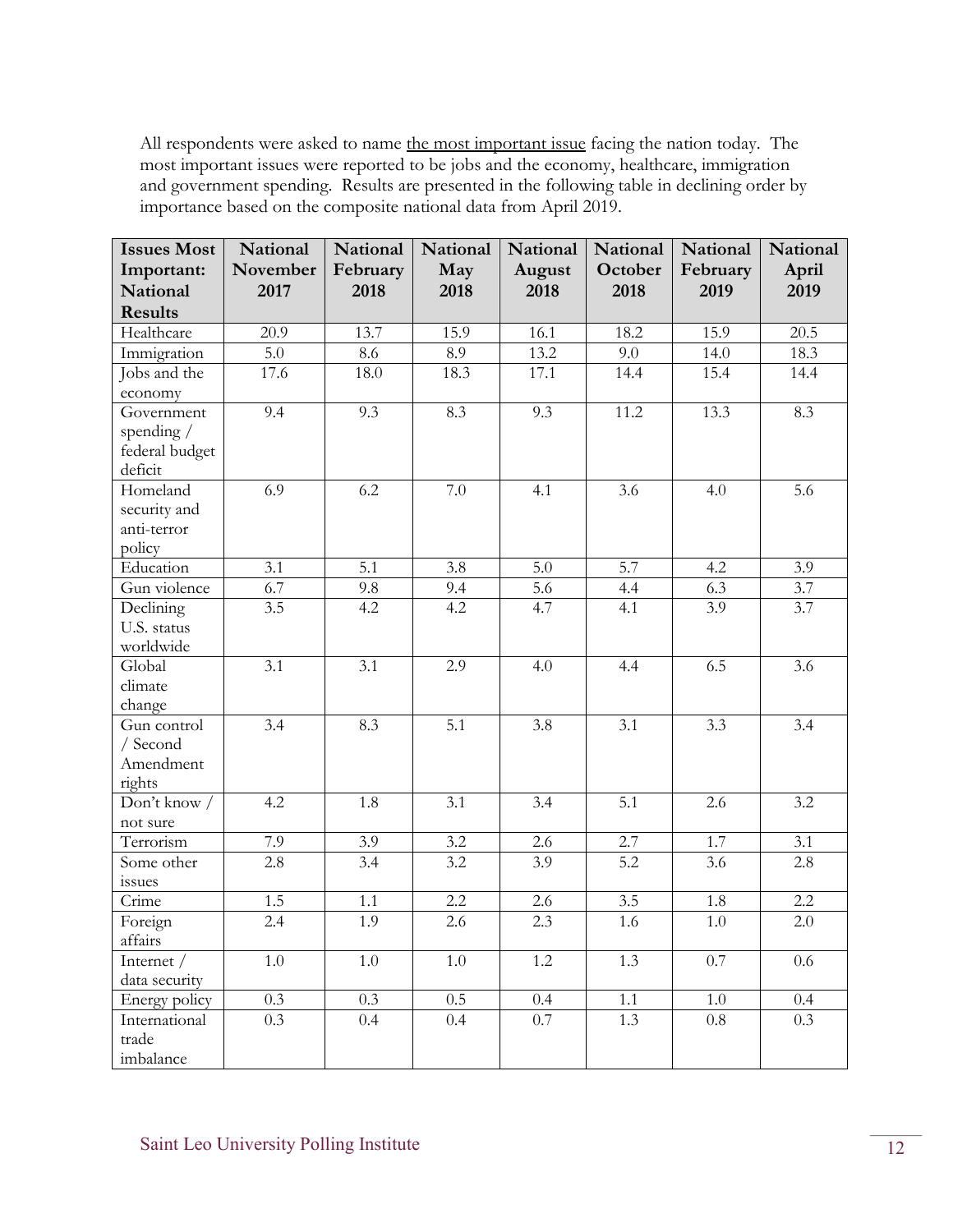All respondents were asked to name <u>the most important issue</u> facing the nation today. The most important issues were reported to be jobs and the economy, healthcare, immigration and government spending. Results are presented in the following table in declining order by importance based on the composite national data from April 2019.

| Issues Most Important: National Results | National November 2017 | National February 2018 | National May 2018 | National August 2018 | National October 2018 | National February 2019 | National April 2019 |
|---|---|---|---|---|---|---|---|
| Healthcare | 20.9 | 13.7 | 15.9 | 16.1 | 18.2 | 15.9 | 20.5 |
| Immigration | 5.0 | 8.6 | 8.9 | 13.2 | 9.0 | 14.0 | 18.3 |
| Jobs and the economy | 17.6 | 18.0 | 18.3 | 17.1 | 14.4 | 15.4 | 14.4 |
| Government spending / federal budget deficit | 9.4 | 9.3 | 8.3 | 9.3 | 11.2 | 13.3 | 8.3 |
| Homeland security and anti-terror policy | 6.9 | 6.2 | 7.0 | 4.1 | 3.6 | 4.0 | 5.6 |
| Education | 3.1 | 5.1 | 3.8 | 5.0 | 5.7 | 4.2 | 3.9 |
| Gun violence | 6.7 | 9.8 | 9.4 | 5.6 | 4.4 | 6.3 | 3.7 |
| Declining U.S. status worldwide | 3.5 | 4.2 | 4.2 | 4.7 | 4.1 | 3.9 | 3.7 |
| Global climate change | 3.1 | 3.1 | 2.9 | 4.0 | 4.4 | 6.5 | 3.6 |
| Gun control / Second Amendment rights | 3.4 | 8.3 | 5.1 | 3.8 | 3.1 | 3.3 | 3.4 |
| Don't know / not sure | 4.2 | 1.8 | 3.1 | 3.4 | 5.1 | 2.6 | 3.2 |
| Terrorism | 7.9 | 3.9 | 3.2 | 2.6 | 2.7 | 1.7 | 3.1 |
| Some other issues | 2.8 | 3.4 | 3.2 | 3.9 | 5.2 | 3.6 | 2.8 |
| Crime | 1.5 | 1.1 | 2.2 | 2.6 | 3.5 | 1.8 | 2.2 |
| Foreign affairs | 2.4 | 1.9 | 2.6 | 2.3 | 1.6 | 1.0 | 2.0 |
| Internet / data security | 1.0 | 1.0 | 1.0 | 1.2 | 1.3 | 0.7 | 0.6 |
| Energy policy | 0.3 | 0.3 | 0.5 | 0.4 | 1.1 | 1.0 | 0.4 |
| International trade imbalance | 0.3 | 0.4 | 0.4 | 0.7 | 1.3 | 0.8 | 0.3 |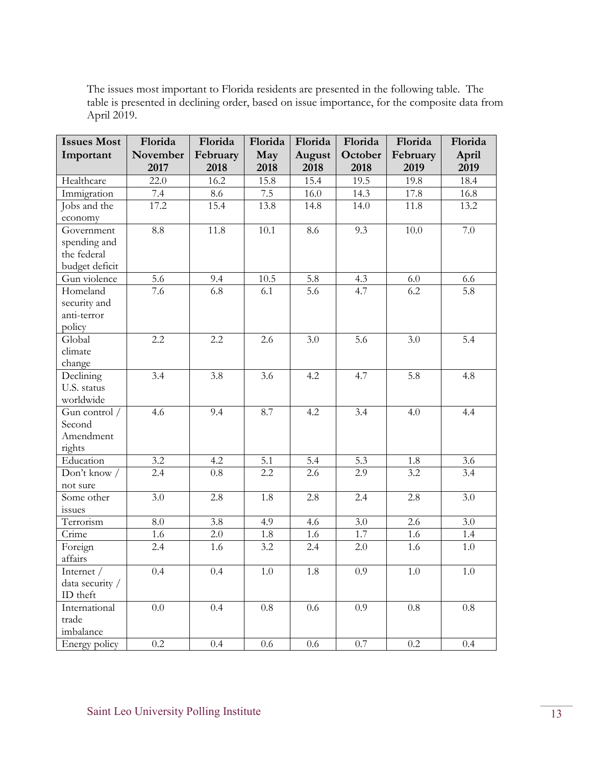The issues most important to Florida residents are presented in the following table. The table is presented in declining order, based on issue importance, for the composite data from April 2019.

| Issues Most Important | Florida November 2017 | Florida February 2018 | Florida May 2018 | Florida August 2018 | Florida October 2018 | Florida February 2019 | Florida April 2019 |
|---|---|---|---|---|---|---|---|
| Healthcare | 22.0 | 16.2 | 15.8 | 15.4 | 19.5 | 19.8 | 18.4 |
| Immigration | 7.4 | 8.6 | 7.5 | 16.0 | 14.3 | 17.8 | 16.8 |
| Jobs and the economy | 17.2 | 15.4 | 13.8 | 14.8 | 14.0 | 11.8 | 13.2 |
| Government spending and the federal budget deficit | 8.8 | 11.8 | 10.1 | 8.6 | 9.3 | 10.0 | 7.0 |
| Gun violence | 5.6 | 9.4 | 10.5 | 5.8 | 4.3 | 6.0 | 6.6 |
| Homeland security and anti-terror policy | 7.6 | 6.8 | 6.1 | 5.6 | 4.7 | 6.2 | 5.8 |
| Global climate change | 2.2 | 2.2 | 2.6 | 3.0 | 5.6 | 3.0 | 5.4 |
| Declining U.S. status worldwide | 3.4 | 3.8 | 3.6 | 4.2 | 4.7 | 5.8 | 4.8 |
| Gun control / Second Amendment rights | 4.6 | 9.4 | 8.7 | 4.2 | 3.4 | 4.0 | 4.4 |
| Education | 3.2 | 4.2 | 5.1 | 5.4 | 5.3 | 1.8 | 3.6 |
| Don't know / not sure | 2.4 | 0.8 | 2.2 | 2.6 | 2.9 | 3.2 | 3.4 |
| Some other issues | 3.0 | 2.8 | 1.8 | 2.8 | 2.4 | 2.8 | 3.0 |
| Terrorism | 8.0 | 3.8 | 4.9 | 4.6 | 3.0 | 2.6 | 3.0 |
| Crime | 1.6 | 2.0 | 1.8 | 1.6 | 1.7 | 1.6 | 1.4 |
| Foreign affairs | 2.4 | 1.6 | 3.2 | 2.4 | 2.0 | 1.6 | 1.0 |
| Internet / data security / ID theft | 0.4 | 0.4 | 1.0 | 1.8 | 0.9 | 1.0 | 1.0 |
| International trade imbalance | 0.0 | 0.4 | 0.8 | 0.6 | 0.9 | 0.8 | 0.8 |
| Energy policy | 0.2 | 0.4 | 0.6 | 0.6 | 0.7 | 0.2 | 0.4 |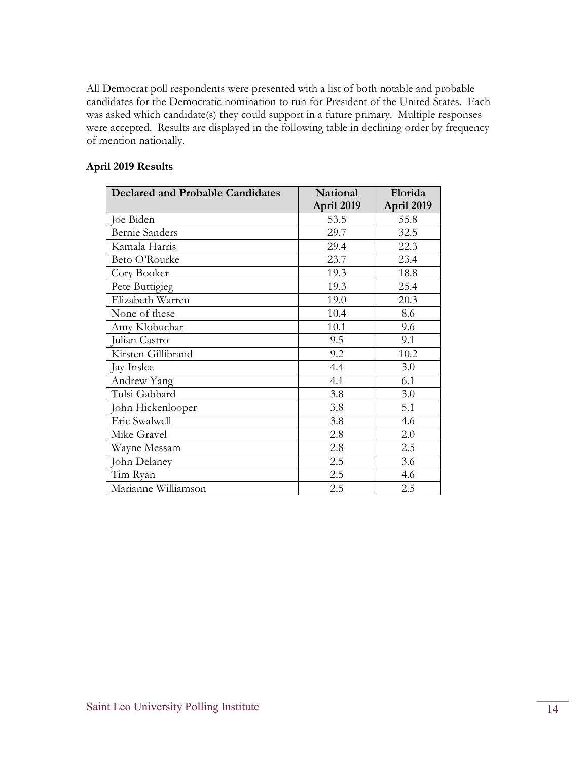All Democrat poll respondents were presented with a list of both notable and probable candidates for the Democratic nomination to run for President of the United States. Each was asked which candidate(s) they could support in a future primary. Multiple responses were accepted. Results are displayed in the following table in declining order by frequency of mention nationally.

**April 2019 Results**

| Declared and Probable Candidates | National April 2019 | Florida April 2019 |
|---|---|---|
| Joe Biden | 53.5 | 55.8 |
| Bernie Sanders | 29.7 | 32.5 |
| Kamala Harris | 29.4 | 22.3 |
| Beto O'Rourke | 23.7 | 23.4 |
| Cory Booker | 19.3 | 18.8 |
| Pete Buttigieg | 19.3 | 25.4 |
| Elizabeth Warren | 19.0 | 20.3 |
| None of these | 10.4 | 8.6 |
| Amy Klobuchar | 10.1 | 9.6 |
| Julian Castro | 9.5 | 9.1 |
| Kirsten Gillibrand | 9.2 | 10.2 |
| Jay Inslee | 4.4 | 3.0 |
| Andrew Yang | 4.1 | 6.1 |
| Tulsi Gabbard | 3.8 | 3.0 |
| John Hickenlooper | 3.8 | 5.1 |
| Eric Swalwell | 3.8 | 4.6 |
| Mike Gravel | 2.8 | 2.0 |
| Wayne Messam | 2.8 | 2.5 |
| John Delaney | 2.5 | 3.6 |
| Tim Ryan | 2.5 | 4.6 |
| Marianne Williamson | 2.5 | 2.5 |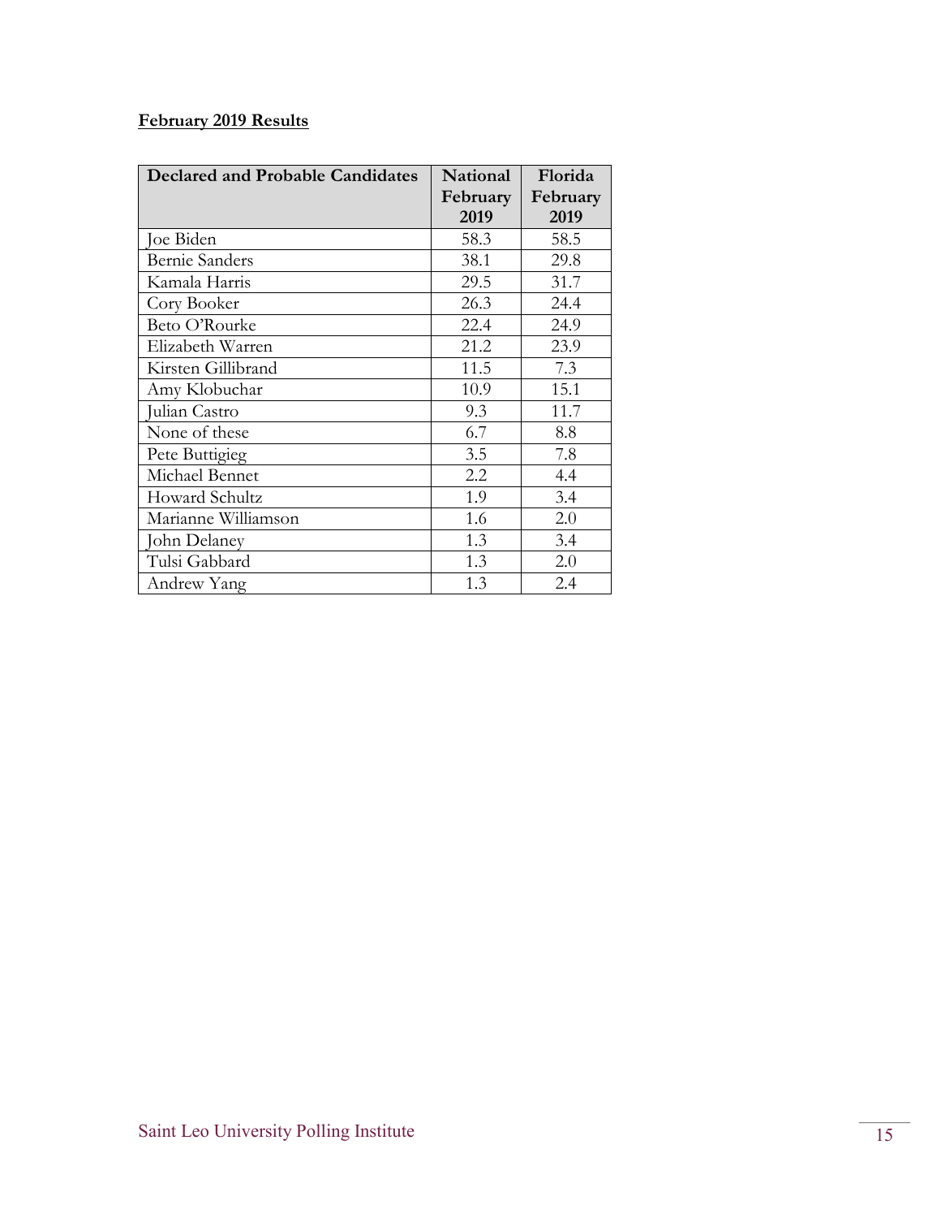**February 2019 Results**

| Declared and Probable Candidates | National February 2019 | Florida February 2019 |
|---|---|---|
| Joe Biden | 58.3 | 58.5 |
| Bernie Sanders | 38.1 | 29.8 |
| Kamala Harris | 29.5 | 31.7 |
| Cory Booker | 26.3 | 24.4 |
| Beto O'Rourke | 22.4 | 24.9 |
| Elizabeth Warren | 21.2 | 23.9 |
| Kirsten Gillibrand | 11.5 | 7.3 |
| Amy Klobuchar | 10.9 | 15.1 |
| Julian Castro | 9.3 | 11.7 |
| None of these | 6.7 | 8.8 |
| Pete Buttigieg | 3.5 | 7.8 |
| Michael Bennet | 2.2 | 4.4 |
| Howard Schultz | 1.9 | 3.4 |
| Marianne Williamson | 1.6 | 2.0 |
| John Delaney | 1.3 | 3.4 |
| Tulsi Gabbard | 1.3 | 2.0 |
| Andrew Yang | 1.3 | 2.4 |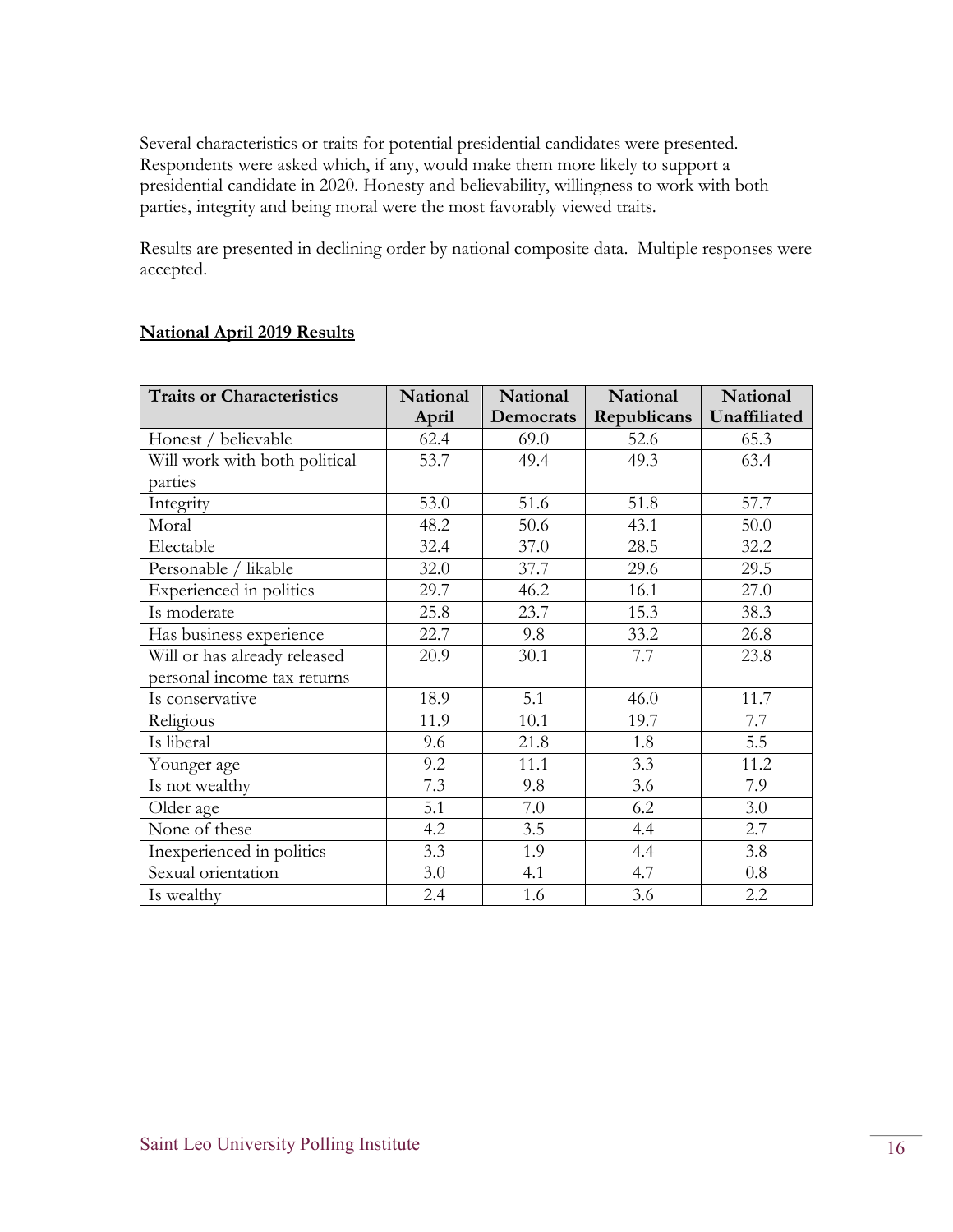Several characteristics or traits for potential presidential candidates were presented. Respondents were asked which, if any, would make them more likely to support a presidential candidate in 2020. Honesty and believability, willingness to work with both parties, integrity and being moral were the most favorably viewed traits.

Results are presented in declining order by national composite data. Multiple responses were accepted.

**National April 2019 Results**

| Traits or Characteristics | National April | National Democrats | National Republicans | National Unaffiliated |
|---|---|---|---|---|
| Honest / believable | 62.4 | 69.0 | 52.6 | 65.3 |
| Will work with both political parties | 53.7 | 49.4 | 49.3 | 63.4 |
| Integrity | 53.0 | 51.6 | 51.8 | 57.7 |
| Moral | 48.2 | 50.6 | 43.1 | 50.0 |
| Electable | 32.4 | 37.0 | 28.5 | 32.2 |
| Personable / likable | 32.0 | 37.7 | 29.6 | 29.5 |
| Experienced in politics | 29.7 | 46.2 | 16.1 | 27.0 |
| Is moderate | 25.8 | 23.7 | 15.3 | 38.3 |
| Has business experience | 22.7 | 9.8 | 33.2 | 26.8 |
| Will or has already released personal income tax returns | 20.9 | 30.1 | 7.7 | 23.8 |
| Is conservative | 18.9 | 5.1 | 46.0 | 11.7 |
| Religious | 11.9 | 10.1 | 19.7 | 7.7 |
| Is liberal | 9.6 | 21.8 | 1.8 | 5.5 |
| Younger age | 9.2 | 11.1 | 3.3 | 11.2 |
| Is not wealthy | 7.3 | 9.8 | 3.6 | 7.9 |
| Older age | 5.1 | 7.0 | 6.2 | 3.0 |
| None of these | 4.2 | 3.5 | 4.4 | 2.7 |
| Inexperienced in politics | 3.3 | 1.9 | 4.4 | 3.8 |
| Sexual orientation | 3.0 | 4.1 | 4.7 | 0.8 |
| Is wealthy | 2.4 | 1.6 | 3.6 | 2.2 |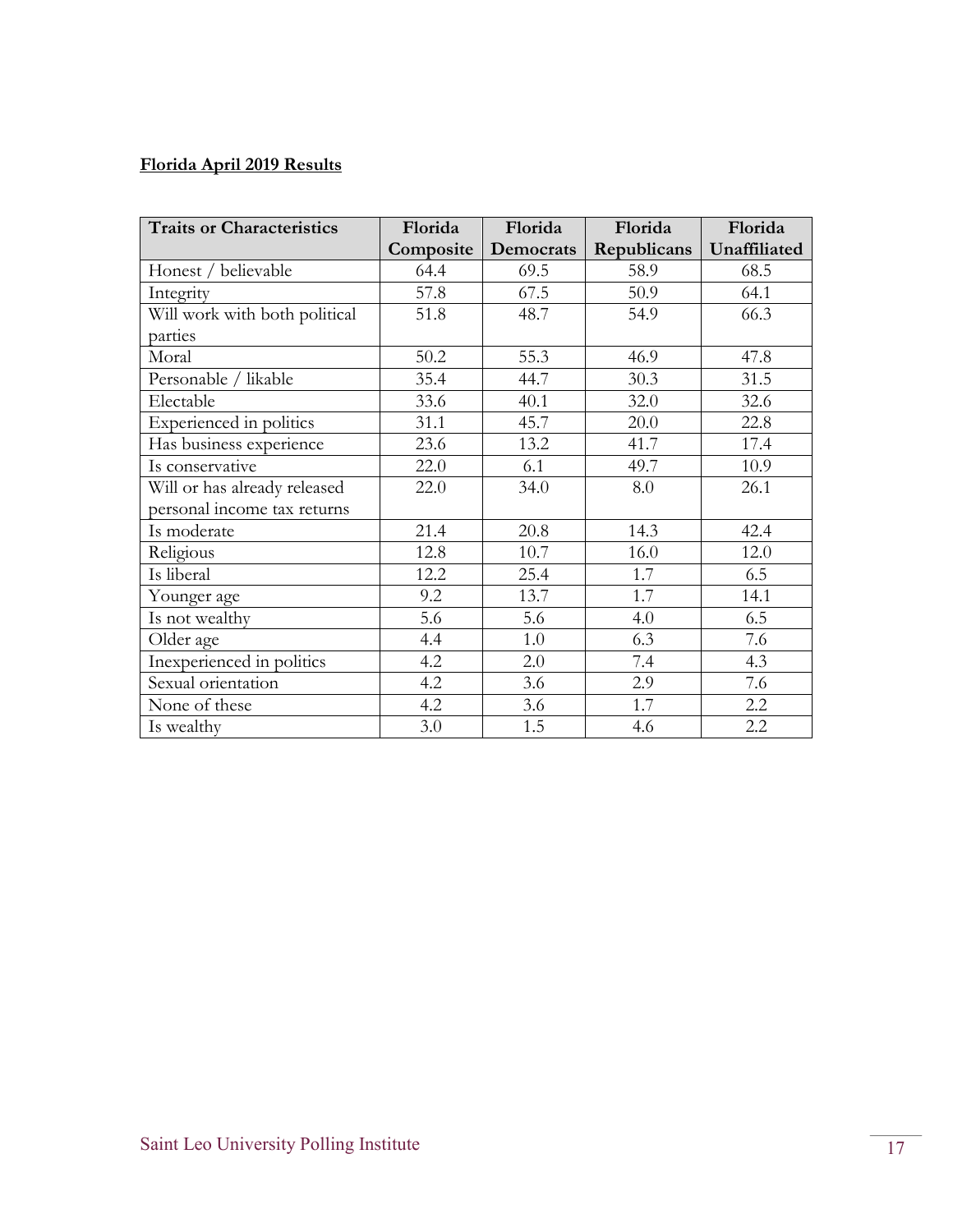**Florida April 2019 Results**

| Traits or Characteristics | Florida Composite | Florida Democrats | Florida Republicans | Florida Unaffiliated |
|---|---|---|---|---|
| Honest / believable | 64.4 | 69.5 | 58.9 | 68.5 |
| Integrity | 57.8 | 67.5 | 50.9 | 64.1 |
| Will work with both political parties | 51.8 | 48.7 | 54.9 | 66.3 |
| Moral | 50.2 | 55.3 | 46.9 | 47.8 |
| Personable / likable | 35.4 | 44.7 | 30.3 | 31.5 |
| Electable | 33.6 | 40.1 | 32.0 | 32.6 |
| Experienced in politics | 31.1 | 45.7 | 20.0 | 22.8 |
| Has business experience | 23.6 | 13.2 | 41.7 | 17.4 |
| Is conservative | 22.0 | 6.1 | 49.7 | 10.9 |
| Will or has already released personal income tax returns | 22.0 | 34.0 | 8.0 | 26.1 |
| Is moderate | 21.4 | 20.8 | 14.3 | 42.4 |
| Religious | 12.8 | 10.7 | 16.0 | 12.0 |
| Is liberal | 12.2 | 25.4 | 1.7 | 6.5 |
| Younger age | 9.2 | 13.7 | 1.7 | 14.1 |
| Is not wealthy | 5.6 | 5.6 | 4.0 | 6.5 |
| Older age | 4.4 | 1.0 | 6.3 | 7.6 |
| Inexperienced in politics | 4.2 | 2.0 | 7.4 | 4.3 |
| Sexual orientation | 4.2 | 3.6 | 2.9 | 7.6 |
| None of these | 4.2 | 3.6 | 1.7 | 2.2 |
| Is wealthy | 3.0 | 1.5 | 4.6 | 2.2 |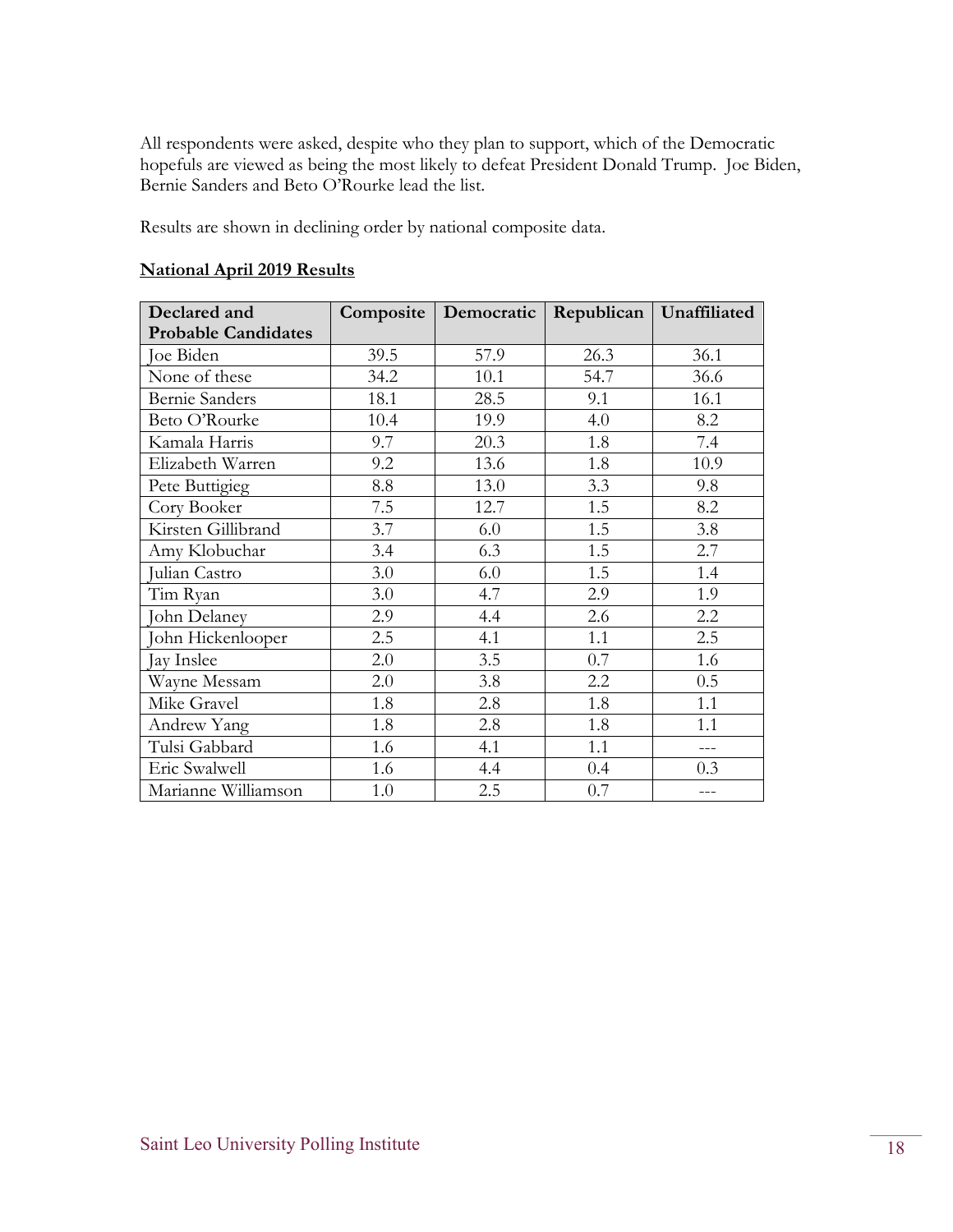All respondents were asked, despite who they plan to support, which of the Democratic hopefuls are viewed as being the most likely to defeat President Donald Trump. Joe Biden, Bernie Sanders and Beto O'Rourke lead the list.

Results are shown in declining order by national composite data.

**National April 2019 Results**

| Declared and Probable Candidates | Composite | Democratic | Republican | Unaffiliated |
|---|---|---|---|---|
| Joe Biden | 39.5 | 57.9 | 26.3 | 36.1 |
| None of these | 34.2 | 10.1 | 54.7 | 36.6 |
| Bernie Sanders | 18.1 | 28.5 | 9.1 | 16.1 |
| Beto O'Rourke | 10.4 | 19.9 | 4.0 | 8.2 |
| Kamala Harris | 9.7 | 20.3 | 1.8 | 7.4 |
| Elizabeth Warren | 9.2 | 13.6 | 1.8 | 10.9 |
| Pete Buttigieg | 8.8 | 13.0 | 3.3 | 9.8 |
| Cory Booker | 7.5 | 12.7 | 1.5 | 8.2 |
| Kirsten Gillibrand | 3.7 | 6.0 | 1.5 | 3.8 |
| Amy Klobuchar | 3.4 | 6.3 | 1.5 | 2.7 |
| Julian Castro | 3.0 | 6.0 | 1.5 | 1.4 |
| Tim Ryan | 3.0 | 4.7 | 2.9 | 1.9 |
| John Delaney | 2.9 | 4.4 | 2.6 | 2.2 |
| John Hickenlooper | 2.5 | 4.1 | 1.1 | 2.5 |
| Jay Inslee | 2.0 | 3.5 | 0.7 | 1.6 |
| Wayne Messam | 2.0 | 3.8 | 2.2 | 0.5 |
| Mike Gravel | 1.8 | 2.8 | 1.8 | 1.1 |
| Andrew Yang | 1.8 | 2.8 | 1.8 | 1.1 |
| Tulsi Gabbard | 1.6 | 4.1 | 1.1 | --- |
| Eric Swalwell | 1.6 | 4.4 | 0.4 | 0.3 |
| Marianne Williamson | 1.0 | 2.5 | 0.7 | --- |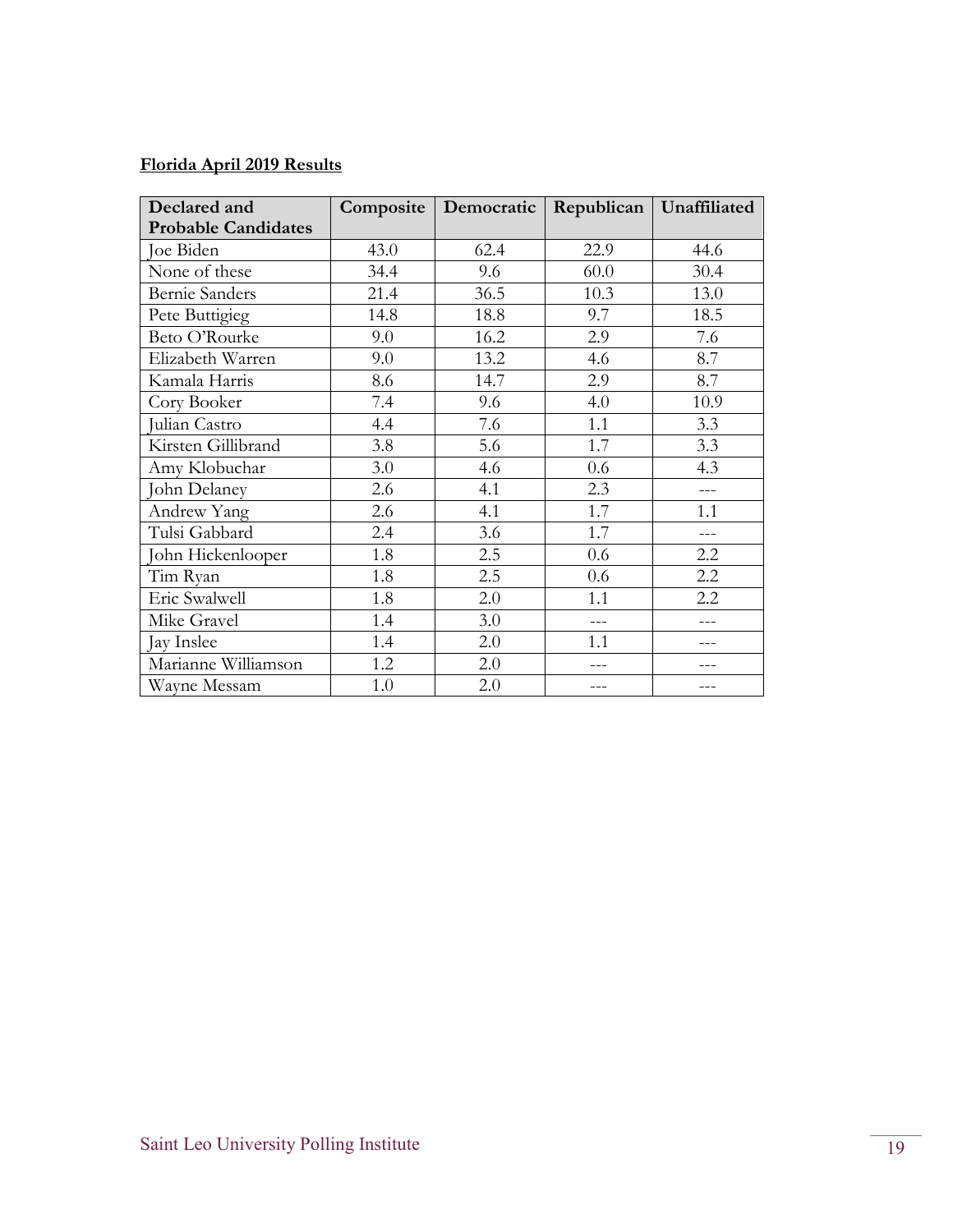**Florida April 2019 Results**

| Declared and Probable Candidates | Composite | Democratic | Republican | Unaffiliated |
|---|---|---|---|---|
| Joe Biden | 43.0 | 62.4 | 22.9 | 44.6 |
| None of these | 34.4 | 9.6 | 60.0 | 30.4 |
| Bernie Sanders | 21.4 | 36.5 | 10.3 | 13.0 |
| Pete Buttigieg | 14.8 | 18.8 | 9.7 | 18.5 |
| Beto O'Rourke | 9.0 | 16.2 | 2.9 | 7.6 |
| Elizabeth Warren | 9.0 | 13.2 | 4.6 | 8.7 |
| Kamala Harris | 8.6 | 14.7 | 2.9 | 8.7 |
| Cory Booker | 7.4 | 9.6 | 4.0 | 10.9 |
| Julian Castro | 4.4 | 7.6 | 1.1 | 3.3 |
| Kirsten Gillibrand | 3.8 | 5.6 | 1.7 | 3.3 |
| Amy Klobuchar | 3.0 | 4.6 | 0.6 | 4.3 |
| John Delaney | 2.6 | 4.1 | 2.3 | --- |
| Andrew Yang | 2.6 | 4.1 | 1.7 | 1.1 |
| Tulsi Gabbard | 2.4 | 3.6 | 1.7 | --- |
| John Hickenlooper | 1.8 | 2.5 | 0.6 | 2.2 |
| Tim Ryan | 1.8 | 2.5 | 0.6 | 2.2 |
| Eric Swalwell | 1.8 | 2.0 | 1.1 | 2.2 |
| Mike Gravel | 1.4 | 3.0 | --- | --- |
| Jay Inslee | 1.4 | 2.0 | 1.1 | --- |
| Marianne Williamson | 1.2 | 2.0 | --- | --- |
| Wayne Messam | 1.0 | 2.0 | --- | --- |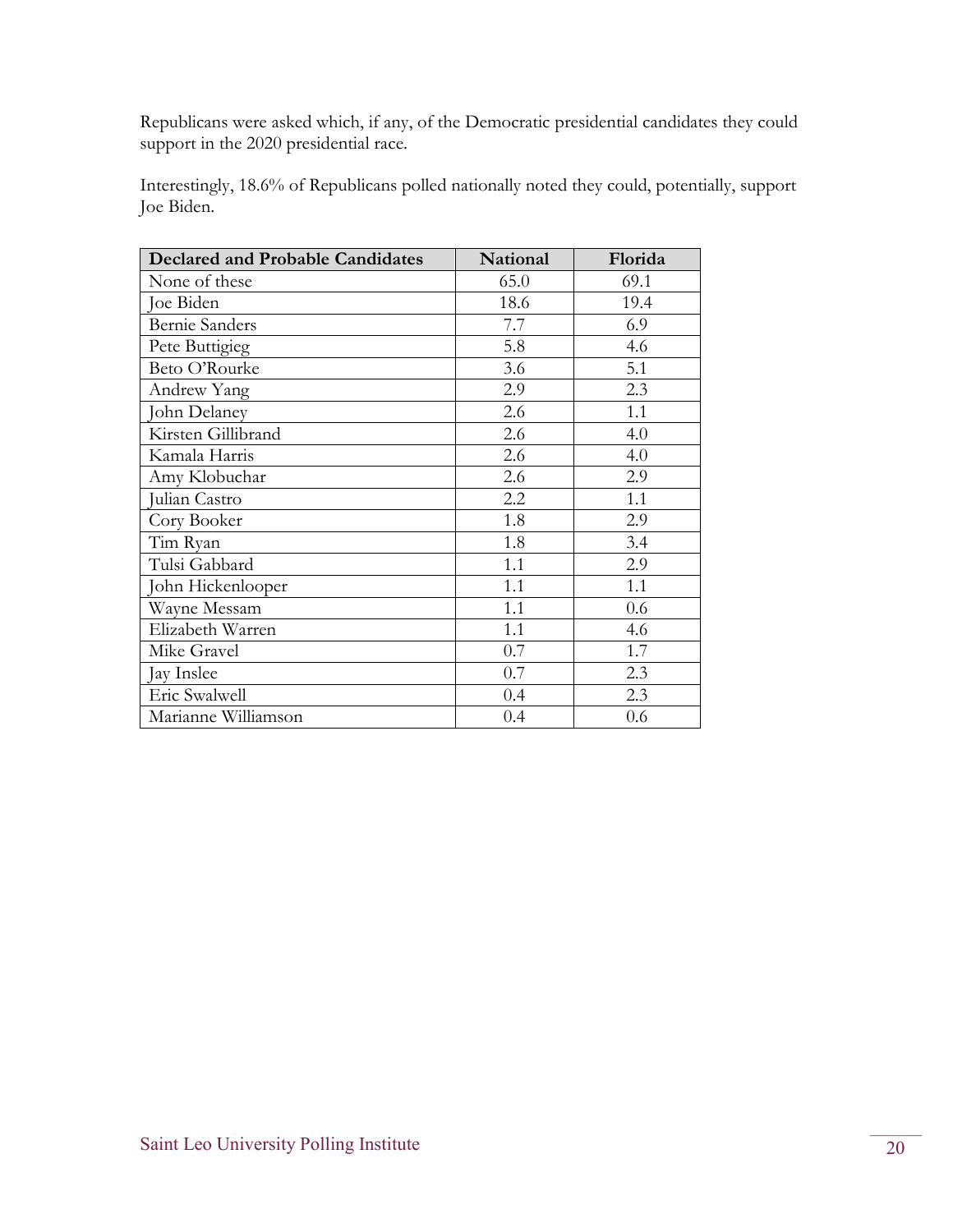Republicans were asked which, if any, of the Democratic presidential candidates they could support in the 2020 presidential race.

Interestingly, 18.6% of Republicans polled nationally noted they could, potentially, support Joe Biden.

| Declared and Probable Candidates | National | Florida |
|---|---|---|
| None of these | 65.0 | 69.1 |
| Joe Biden | 18.6 | 19.4 |
| Bernie Sanders | 7.7 | 6.9 |
| Pete Buttigieg | 5.8 | 4.6 |
| Beto O'Rourke | 3.6 | 5.1 |
| Andrew Yang | 2.9 | 2.3 |
| John Delaney | 2.6 | 1.1 |
| Kirsten Gillibrand | 2.6 | 4.0 |
| Kamala Harris | 2.6 | 4.0 |
| Amy Klobuchar | 2.6 | 2.9 |
| Julian Castro | 2.2 | 1.1 |
| Cory Booker | 1.8 | 2.9 |
| Tim Ryan | 1.8 | 3.4 |
| Tulsi Gabbard | 1.1 | 2.9 |
| John Hickenlooper | 1.1 | 1.1 |
| Wayne Messam | 1.1 | 0.6 |
| Elizabeth Warren | 1.1 | 4.6 |
| Mike Gravel | 0.7 | 1.7 |
| Jay Inslee | 0.7 | 2.3 |
| Eric Swalwell | 0.4 | 2.3 |
| Marianne Williamson | 0.4 | 0.6 |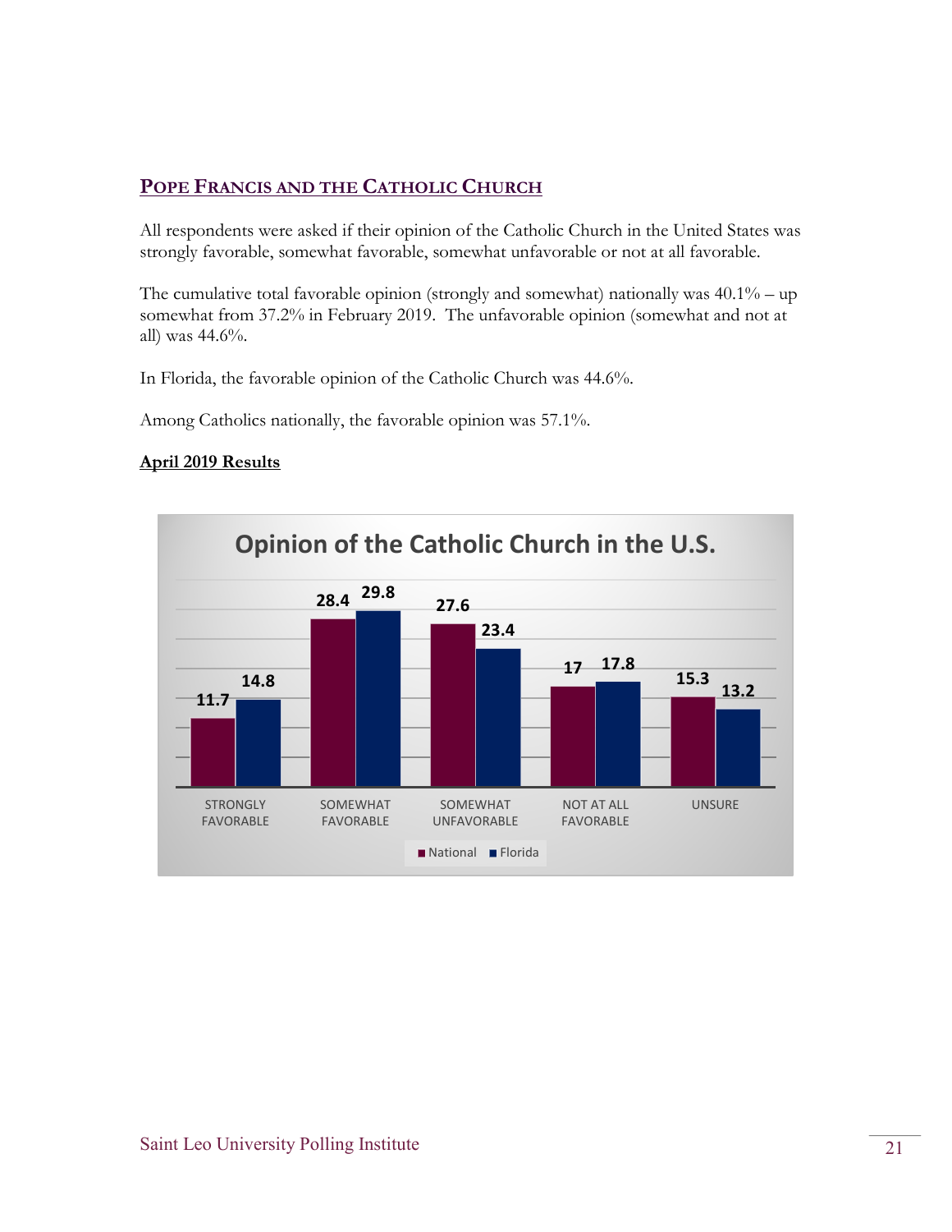## POPE FRANCIS AND THE CATHOLIC CHURCH

All respondents were asked if their opinion of the Catholic Church in the United States was strongly favorable, somewhat favorable, somewhat unfavorable or not at all favorable.

The cumulative total favorable opinion (strongly and somewhat) nationally was 40.1% – up somewhat from 37.2% in February 2019. The unfavorable opinion (somewhat and not at all) was 44.6%.

In Florida, the favorable opinion of the Catholic Church was 44.6%.

Among Catholics nationally, the favorable opinion was 57.1%.

**April 2019 Results**

**Opinion of the Catholic Church in the U.S.**

| | National | Florida |
|---|---|---|
| STRONGLY FAVORABLE | 11.7 | 14.8 |
| SOMEWHAT FAVORABLE | 28.4 | 29.8 |
| SOMEWHAT UNFAVORABLE | 27.6 | 23.4 |
| NOT AT ALL FAVORABLE | 17 | 17.8 |
| UNSURE | 15.3 | 13.2 |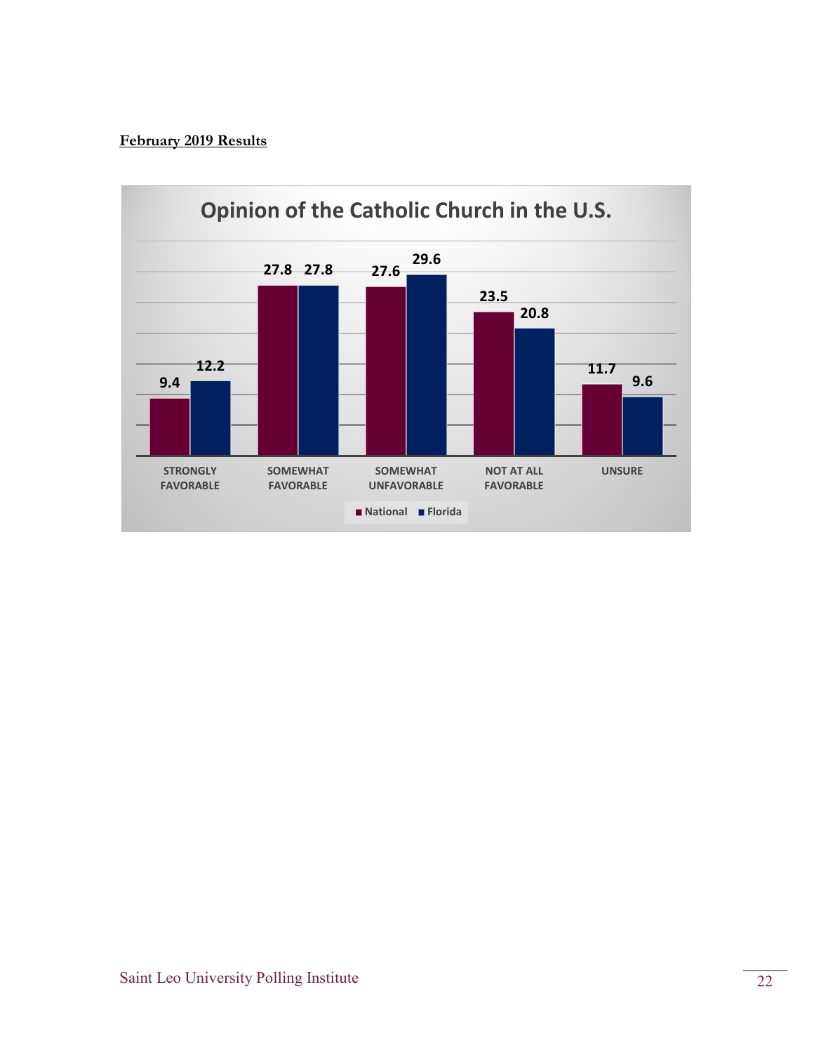**February 2019 Results**

Opinion of the Catholic Church in the U.S.

| | National | Florida |
|---|---|---|
| STRONGLY FAVORABLE | 9.4 | 12.2 |
| SOMEWHAT FAVORABLE | 27.8 | 27.8 |
| SOMEWHAT UNFAVORABLE | 27.6 | 29.6 |
| NOT AT ALL FAVORABLE | 23.5 | 20.8 |
| UNSURE | 11.7 | 9.6 |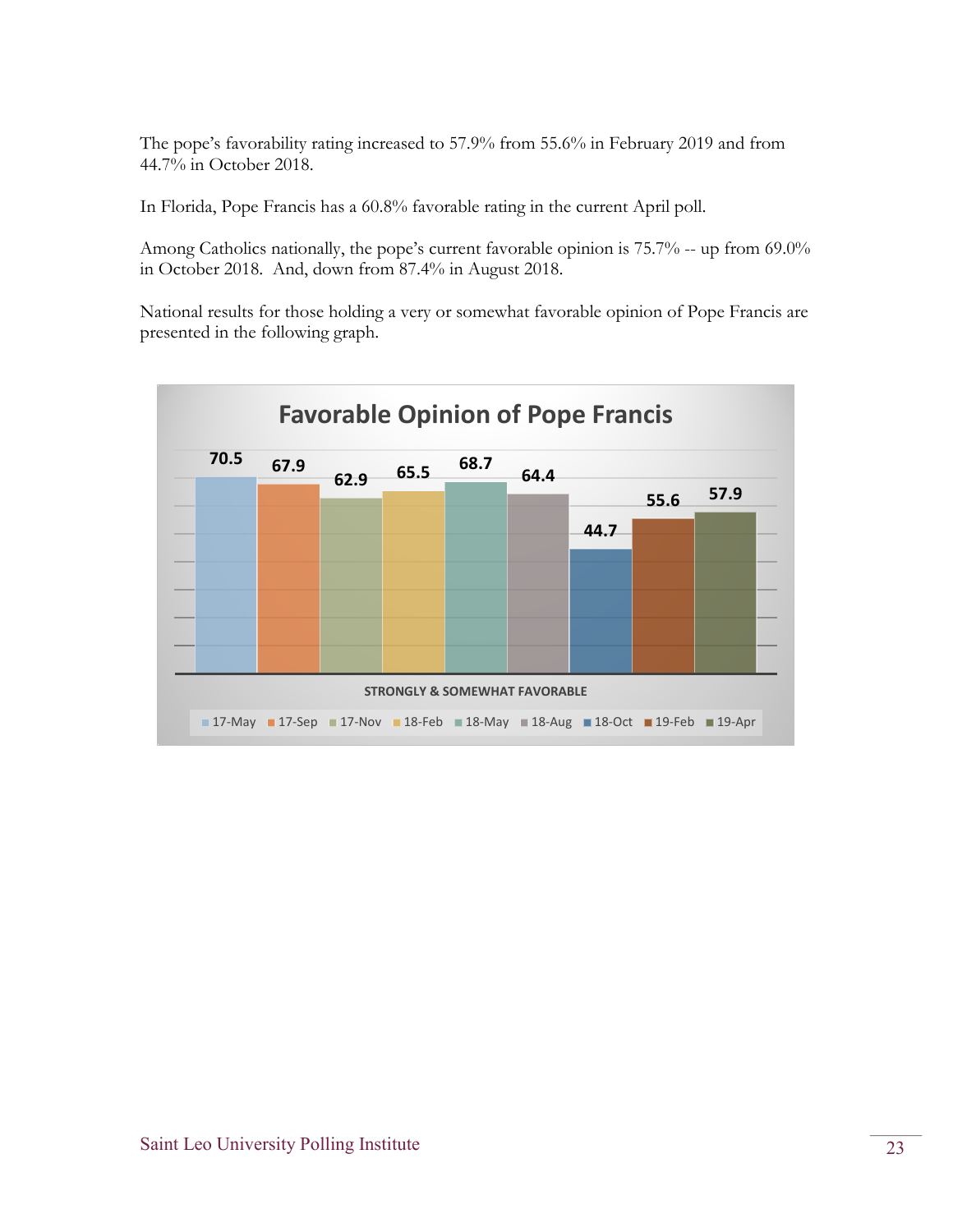The pope's favorability rating increased to 57.9% from 55.6% in February 2019 and from 44.7% in October 2018.

In Florida, Pope Francis has a 60.8% favorable rating in the current April poll.

Among Catholics nationally, the pope's current favorable opinion is 75.7% -- up from 69.0% in October 2018. And, down from 87.4% in August 2018.

National results for those holding a very or somewhat favorable opinion of Pope Francis are presented in the following graph.

**Favorable Opinion of Pope Francis**

STRONGLY & SOMEWHAT FAVORABLE

| 17-May | 17-Sep | 17-Nov | 18-Feb | 18-May | 18-Aug | 18-Oct | 19-Feb | 19-Apr |
|---|---|---|---|---|---|---|---|---|
| 70.5 | 67.9 | 62.9 | 65.5 | 68.7 | 64.4 | 44.7 | 55.6 | 57.9 |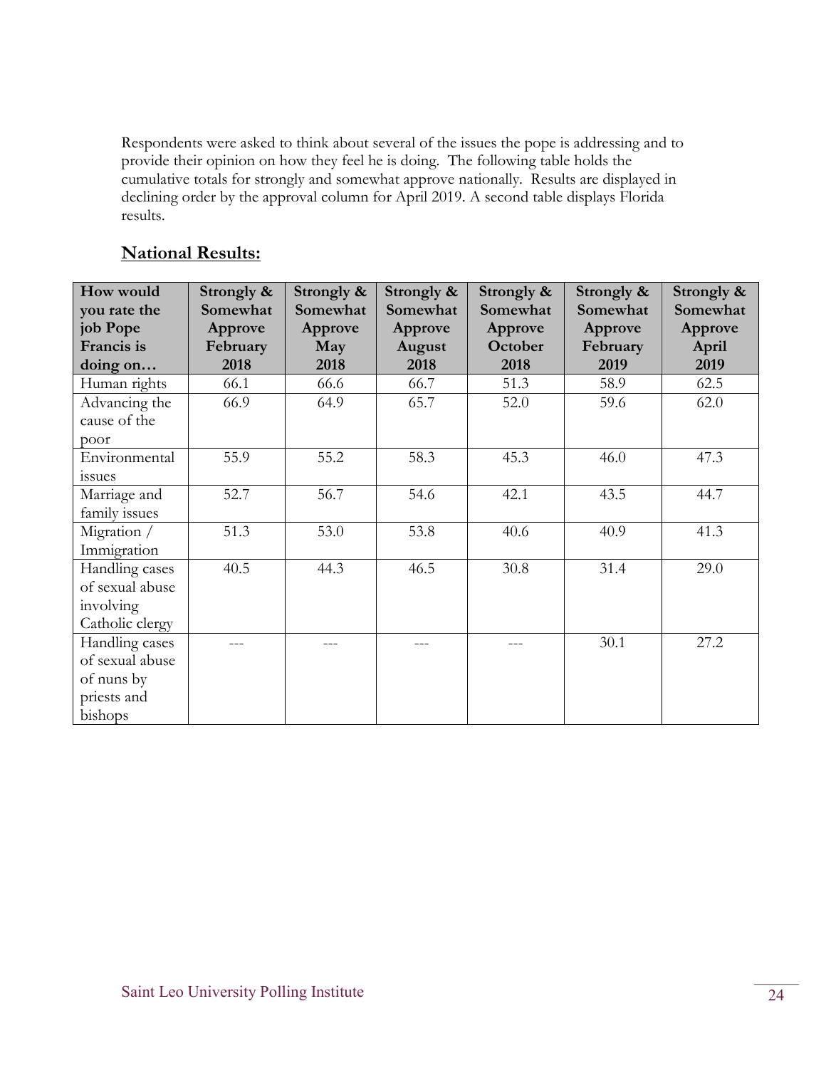Respondents were asked to think about several of the issues the pope is addressing and to provide their opinion on how they feel he is doing. The following table holds the cumulative totals for strongly and somewhat approve nationally. Results are displayed in declining order by the approval column for April 2019. A second table displays Florida results.

## <u>National Results:</u>

| How would you rate the job Pope Francis is doing on… | Strongly & Somewhat Approve February 2018 | Strongly & Somewhat Approve May 2018 | Strongly & Somewhat Approve August 2018 | Strongly & Somewhat Approve October 2018 | Strongly & Somewhat Approve February 2019 | Strongly & Somewhat Approve April 2019 |
|---|---|---|---|---|---|---|
| Human rights | 66.1 | 66.6 | 66.7 | 51.3 | 58.9 | 62.5 |
| Advancing the cause of the poor | 66.9 | 64.9 | 65.7 | 52.0 | 59.6 | 62.0 |
| Environmental issues | 55.9 | 55.2 | 58.3 | 45.3 | 46.0 | 47.3 |
| Marriage and family issues | 52.7 | 56.7 | 54.6 | 42.1 | 43.5 | 44.7 |
| Migration / Immigration | 51.3 | 53.0 | 53.8 | 40.6 | 40.9 | 41.3 |
| Handling cases of sexual abuse involving Catholic clergy | 40.5 | 44.3 | 46.5 | 30.8 | 31.4 | 29.0 |
| Handling cases of sexual abuse of nuns by priests and bishops | --- | --- | --- | --- | 30.1 | 27.2 |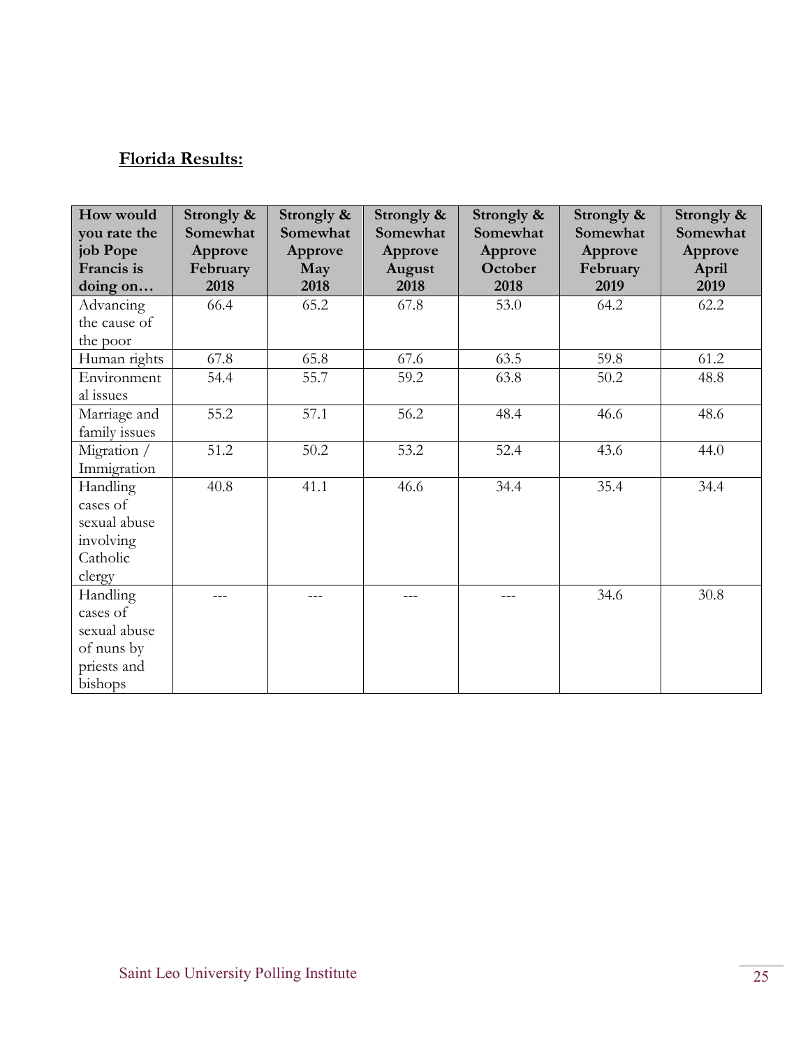**Florida Results:**

| How would you rate the job Pope Francis is doing on… | Strongly & Somewhat Approve February 2018 | Strongly & Somewhat Approve May 2018 | Strongly & Somewhat Approve August 2018 | Strongly & Somewhat Approve October 2018 | Strongly & Somewhat Approve February 2019 | Strongly & Somewhat Approve April 2019 |
|---|---|---|---|---|---|---|
| Advancing the cause of the poor | 66.4 | 65.2 | 67.8 | 53.0 | 64.2 | 62.2 |
| Human rights | 67.8 | 65.8 | 67.6 | 63.5 | 59.8 | 61.2 |
| Environmental issues | 54.4 | 55.7 | 59.2 | 63.8 | 50.2 | 48.8 |
| Marriage and family issues | 55.2 | 57.1 | 56.2 | 48.4 | 46.6 | 48.6 |
| Migration / Immigration | 51.2 | 50.2 | 53.2 | 52.4 | 43.6 | 44.0 |
| Handling cases of sexual abuse involving Catholic clergy | 40.8 | 41.1 | 46.6 | 34.4 | 35.4 | 34.4 |
| Handling cases of sexual abuse of nuns by priests and bishops | --- | --- | --- | --- | 34.6 | 30.8 |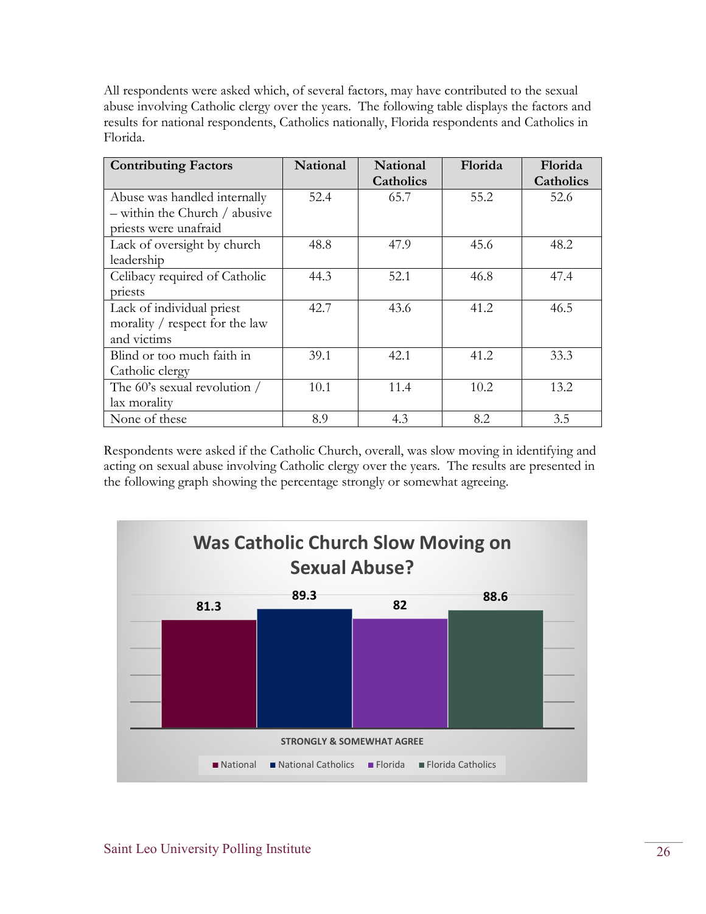All respondents were asked which, of several factors, may have contributed to the sexual abuse involving Catholic clergy over the years. The following table displays the factors and results for national respondents, Catholics nationally, Florida respondents and Catholics in Florida.

| Contributing Factors | National | National Catholics | Florida | Florida Catholics |
|---|---|---|---|---|
| Abuse was handled internally – within the Church / abusive priests were unafraid | 52.4 | 65.7 | 55.2 | 52.6 |
| Lack of oversight by church leadership | 48.8 | 47.9 | 45.6 | 48.2 |
| Celibacy required of Catholic priests | 44.3 | 52.1 | 46.8 | 47.4 |
| Lack of individual priest morality / respect for the law and victims | 42.7 | 43.6 | 41.2 | 46.5 |
| Blind or too much faith in Catholic clergy | 39.1 | 42.1 | 41.2 | 33.3 |
| The 60's sexual revolution / lax morality | 10.1 | 11.4 | 10.2 | 13.2 |
| None of these | 8.9 | 4.3 | 8.2 | 3.5 |

Respondents were asked if the Catholic Church, overall, was slow moving in identifying and acting on sexual abuse involving Catholic clergy over the years. The results are presented in the following graph showing the percentage strongly or somewhat agreeing.

**Was Catholic Church Slow Moving on Sexual Abuse?**

| | National | National Catholics | Florida | Florida Catholics |
|---|---|---|---|---|
| STRONGLY & SOMEWHAT AGREE | 81.3 | 89.3 | 82 | 88.6 |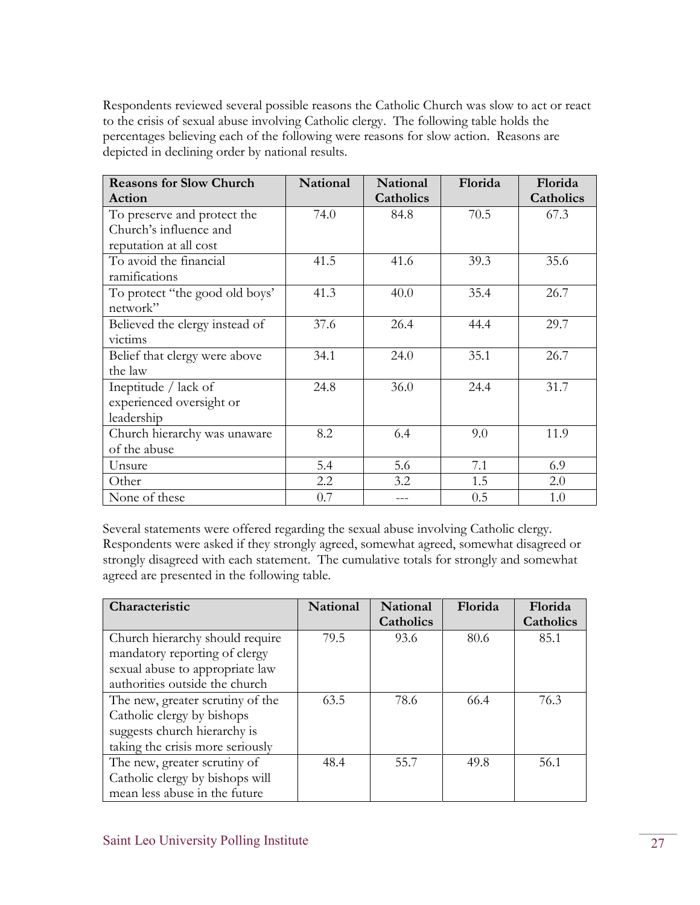Respondents reviewed several possible reasons the Catholic Church was slow to act or react to the crisis of sexual abuse involving Catholic clergy. The following table holds the percentages believing each of the following were reasons for slow action. Reasons are depicted in declining order by national results.

| Reasons for Slow Church Action | National | National Catholics | Florida | Florida Catholics |
|---|---|---|---|---|
| To preserve and protect the Church's influence and reputation at all cost | 74.0 | 84.8 | 70.5 | 67.3 |
| To avoid the financial ramifications | 41.5 | 41.6 | 39.3 | 35.6 |
| To protect "the good old boys' network" | 41.3 | 40.0 | 35.4 | 26.7 |
| Believed the clergy instead of victims | 37.6 | 26.4 | 44.4 | 29.7 |
| Belief that clergy were above the law | 34.1 | 24.0 | 35.1 | 26.7 |
| Ineptitude / lack of experienced oversight or leadership | 24.8 | 36.0 | 24.4 | 31.7 |
| Church hierarchy was unaware of the abuse | 8.2 | 6.4 | 9.0 | 11.9 |
| Unsure | 5.4 | 5.6 | 7.1 | 6.9 |
| Other | 2.2 | 3.2 | 1.5 | 2.0 |
| None of these | 0.7 | --- | 0.5 | 1.0 |

Several statements were offered regarding the sexual abuse involving Catholic clergy. Respondents were asked if they strongly agreed, somewhat agreed, somewhat disagreed or strongly disagreed with each statement. The cumulative totals for strongly and somewhat agreed are presented in the following table.

| Characteristic | National | National Catholics | Florida | Florida Catholics |
|---|---|---|---|---|
| Church hierarchy should require mandatory reporting of clergy sexual abuse to appropriate law authorities outside the church | 79.5 | 93.6 | 80.6 | 85.1 |
| The new, greater scrutiny of the Catholic clergy by bishops suggests church hierarchy is taking the crisis more seriously | 63.5 | 78.6 | 66.4 | 76.3 |
| The new, greater scrutiny of Catholic clergy by bishops will mean less abuse in the future | 48.4 | 55.7 | 49.8 | 56.1 |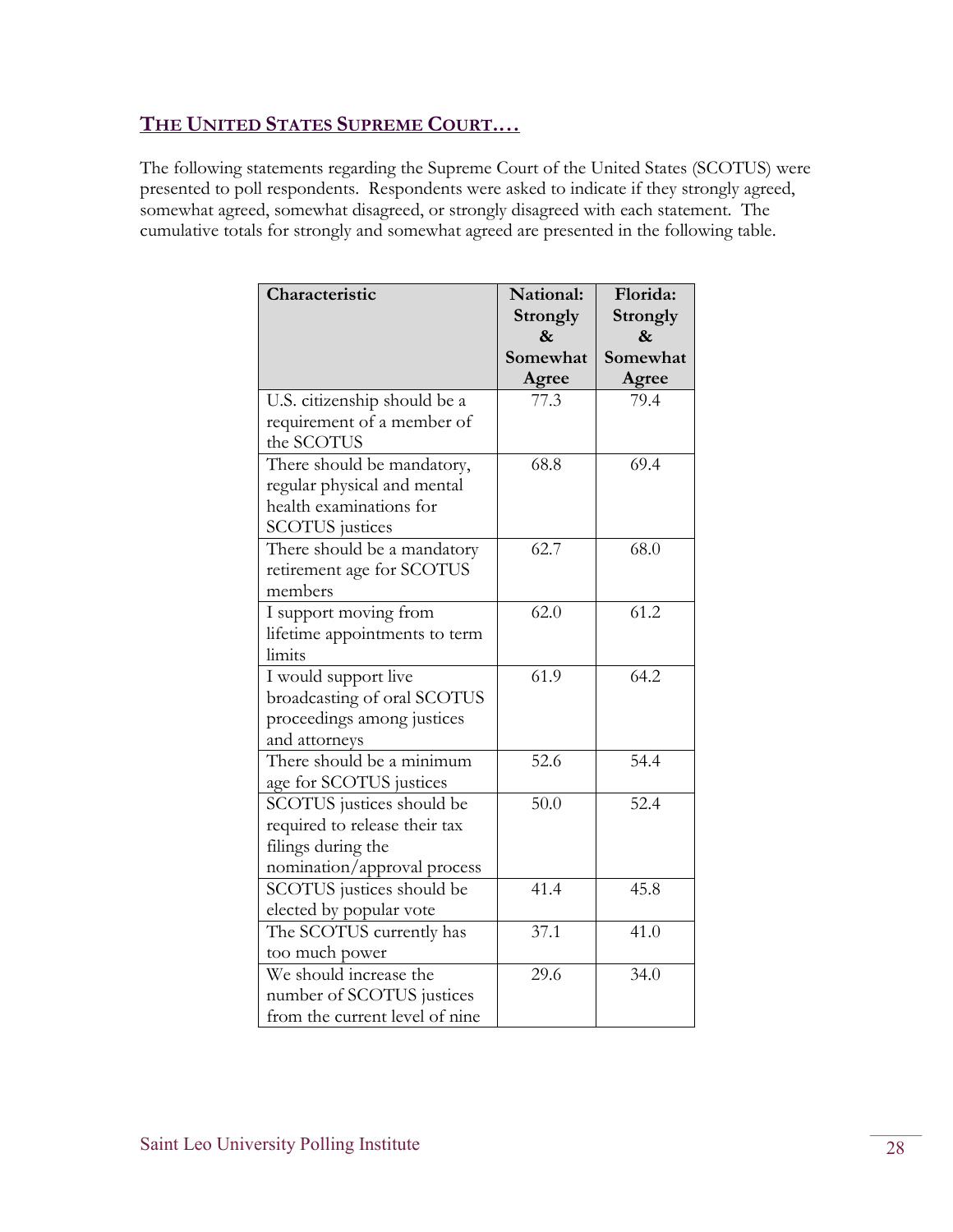## THE UNITED STATES SUPREME COURT….

The following statements regarding the Supreme Court of the United States (SCOTUS) were presented to poll respondents. Respondents were asked to indicate if they strongly agreed, somewhat agreed, somewhat disagreed, or strongly disagreed with each statement. The cumulative totals for strongly and somewhat agreed are presented in the following table.

| Characteristic | National: Strongly & Somewhat Agree | Florida: Strongly & Somewhat Agree |
|---|---|---|
| U.S. citizenship should be a requirement of a member of the SCOTUS | 77.3 | 79.4 |
| There should be mandatory, regular physical and mental health examinations for SCOTUS justices | 68.8 | 69.4 |
| There should be a mandatory retirement age for SCOTUS members | 62.7 | 68.0 |
| I support moving from lifetime appointments to term limits | 62.0 | 61.2 |
| I would support live broadcasting of oral SCOTUS proceedings among justices and attorneys | 61.9 | 64.2 |
| There should be a minimum age for SCOTUS justices | 52.6 | 54.4 |
| SCOTUS justices should be required to release their tax filings during the nomination/approval process | 50.0 | 52.4 |
| SCOTUS justices should be elected by popular vote | 41.4 | 45.8 |
| The SCOTUS currently has too much power | 37.1 | 41.0 |
| We should increase the number of SCOTUS justices from the current level of nine | 29.6 | 34.0 |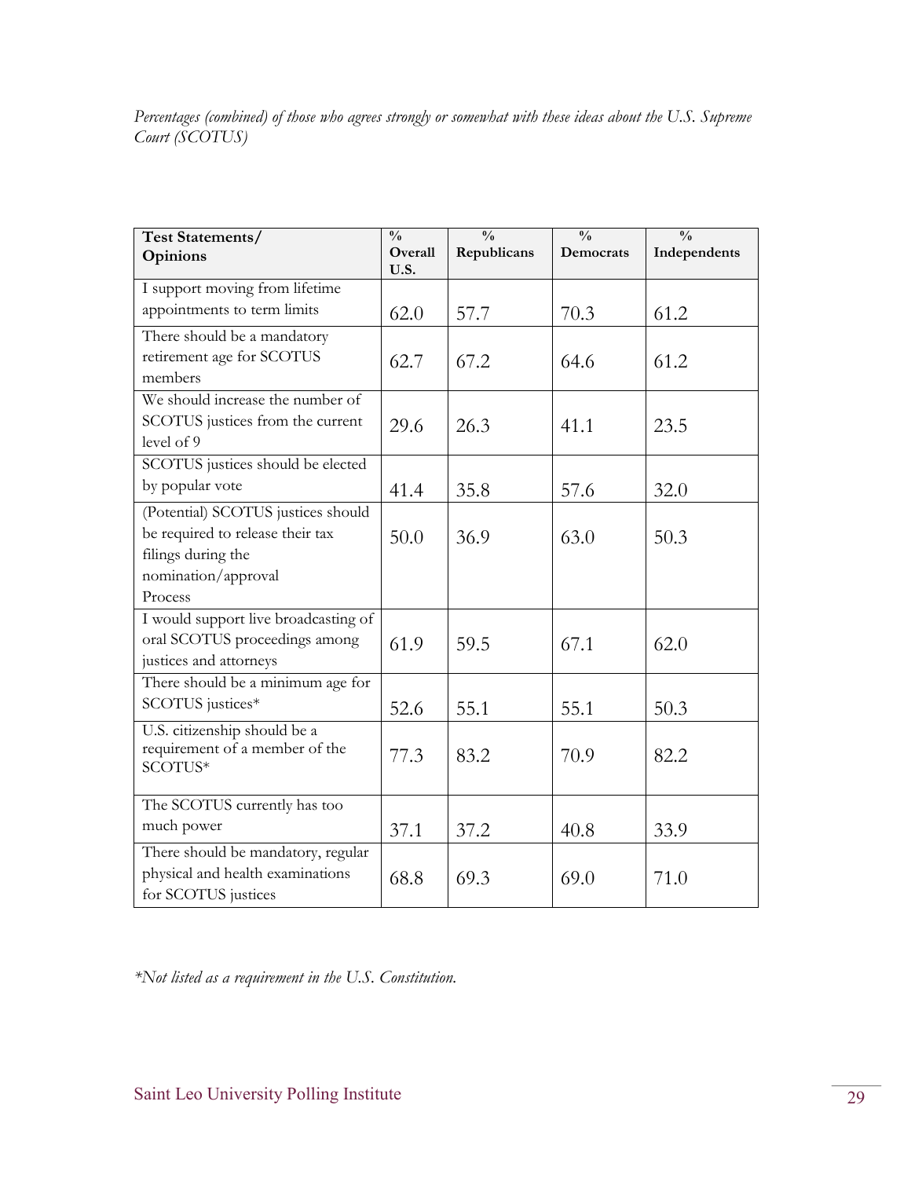*Percentages (combined) of those who agrees strongly or somewhat with these ideas about the U.S. Supreme Court (SCOTUS)*

| Test Statements/ Opinions | % Overall U.S. | % Republicans | % Democrats | % Independents |
|---|---|---|---|---|
| I support moving from lifetime appointments to term limits | 62.0 | 57.7 | 70.3 | 61.2 |
| There should be a mandatory retirement age for SCOTUS members | 62.7 | 67.2 | 64.6 | 61.2 |
| We should increase the number of SCOTUS justices from the current level of 9 | 29.6 | 26.3 | 41.1 | 23.5 |
| SCOTUS justices should be elected by popular vote | 41.4 | 35.8 | 57.6 | 32.0 |
| (Potential) SCOTUS justices should be required to release their tax filings during the nomination/approval Process | 50.0 | 36.9 | 63.0 | 50.3 |
| I would support live broadcasting of oral SCOTUS proceedings among justices and attorneys | 61.9 | 59.5 | 67.1 | 62.0 |
| There should be a minimum age for SCOTUS justices* | 52.6 | 55.1 | 55.1 | 50.3 |
| U.S. citizenship should be a requirement of a member of the SCOTUS* | 77.3 | 83.2 | 70.9 | 82.2 |
| The SCOTUS currently has too much power | 37.1 | 37.2 | 40.8 | 33.9 |
| There should be mandatory, regular physical and health examinations for SCOTUS justices | 68.8 | 69.3 | 69.0 | 71.0 |

*\*Not listed as a requirement in the U.S. Constitution.*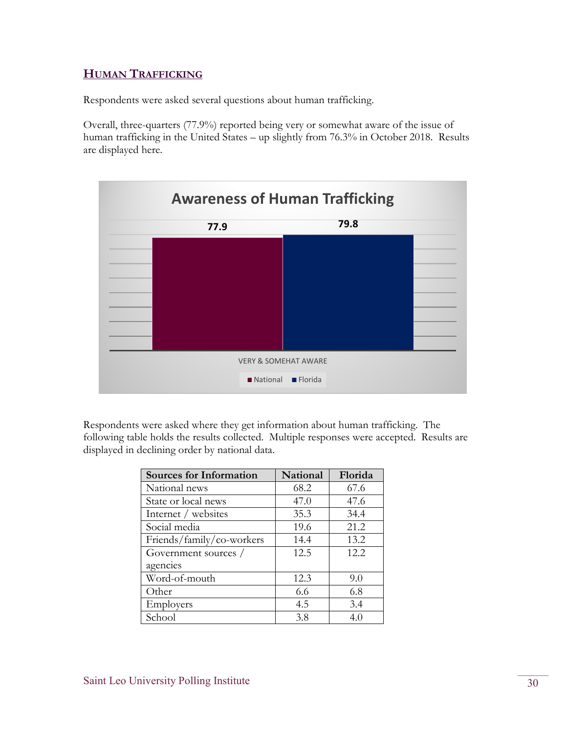## HUMAN TRAFFICKING

Respondents were asked several questions about human trafficking.

Overall, three-quarters (77.9%) reported being very or somewhat aware of the issue of human trafficking in the United States – up slightly from 76.3% in October 2018. Results are displayed here.

**Awareness of Human Trafficking**

| | National | Florida |
|---|---|---|
| VERY & SOMEHAT AWARE | 77.9 | 79.8 |

Respondents were asked where they get information about human trafficking. The following table holds the results collected. Multiple responses were accepted. Results are displayed in declining order by national data.

| Sources for Information | National | Florida |
|---|---|---|
| National news | 68.2 | 67.6 |
| State or local news | 47.0 | 47.6 |
| Internet / websites | 35.3 | 34.4 |
| Social media | 19.6 | 21.2 |
| Friends/family/co-workers | 14.4 | 13.2 |
| Government sources / agencies | 12.5 | 12.2 |
| Word-of-mouth | 12.3 | 9.0 |
| Other | 6.6 | 6.8 |
| Employers | 4.5 | 3.4 |
| School | 3.8 | 4.0 |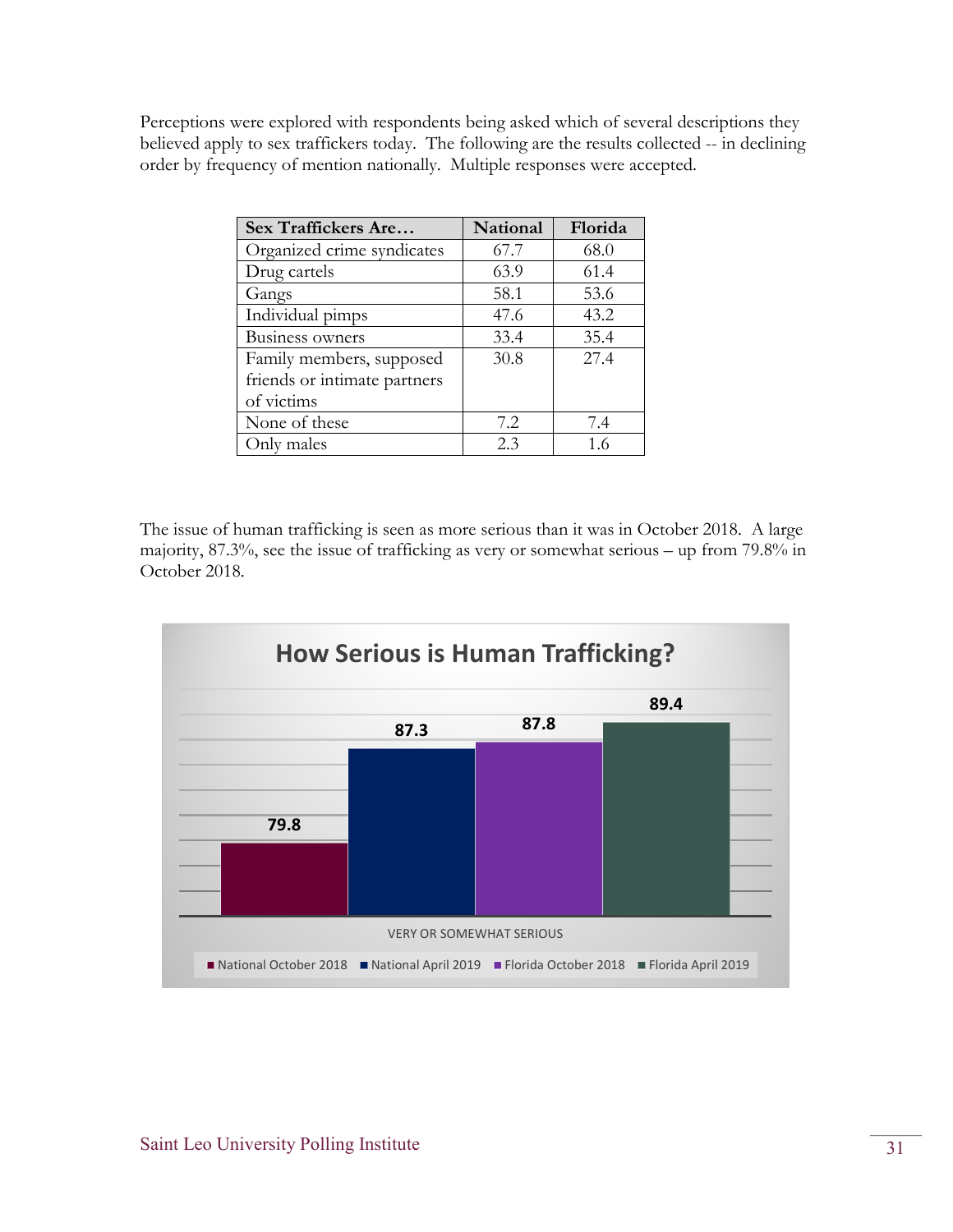Perceptions were explored with respondents being asked which of several descriptions they believed apply to sex traffickers today. The following are the results collected -- in declining order by frequency of mention nationally. Multiple responses were accepted.

| Sex Traffickers Are… | National | Florida |
|---|---|---|
| Organized crime syndicates | 67.7 | 68.0 |
| Drug cartels | 63.9 | 61.4 |
| Gangs | 58.1 | 53.6 |
| Individual pimps | 47.6 | 43.2 |
| Business owners | 33.4 | 35.4 |
| Family members, supposed friends or intimate partners of victims | 30.8 | 27.4 |
| None of these | 7.2 | 7.4 |
| Only males | 2.3 | 1.6 |

The issue of human trafficking is seen as more serious than it was in October 2018. A large majority, 87.3%, see the issue of trafficking as very or somewhat serious – up from 79.8% in October 2018.

**How Serious is Human Trafficking?**

| VERY OR SOMEWHAT SERIOUS | |
|---|---|
| National October 2018 | 79.8 |
| National April 2019 | 87.3 |
| Florida October 2018 | 87.8 |
| Florida April 2019 | 89.4 |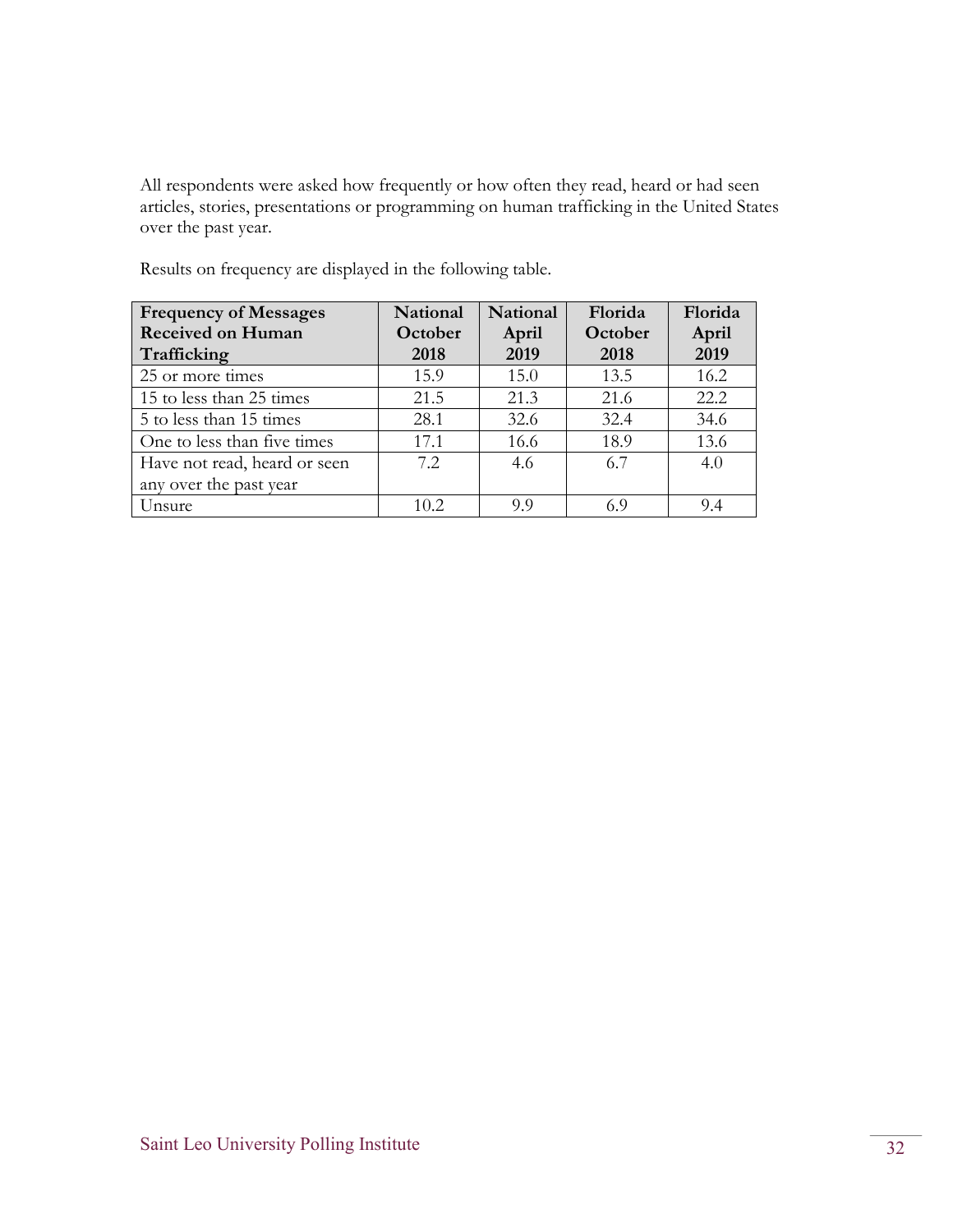All respondents were asked how frequently or how often they read, heard or had seen articles, stories, presentations or programming on human trafficking in the United States over the past year.

Results on frequency are displayed in the following table.

| Frequency of Messages Received on Human Trafficking | National October 2018 | National April 2019 | Florida October 2018 | Florida April 2019 |
|---|---|---|---|---|
| 25 or more times | 15.9 | 15.0 | 13.5 | 16.2 |
| 15 to less than 25 times | 21.5 | 21.3 | 21.6 | 22.2 |
| 5 to less than 15 times | 28.1 | 32.6 | 32.4 | 34.6 |
| One to less than five times | 17.1 | 16.6 | 18.9 | 13.6 |
| Have not read, heard or seen any over the past year | 7.2 | 4.6 | 6.7 | 4.0 |
| Unsure | 10.2 | 9.9 | 6.9 | 9.4 |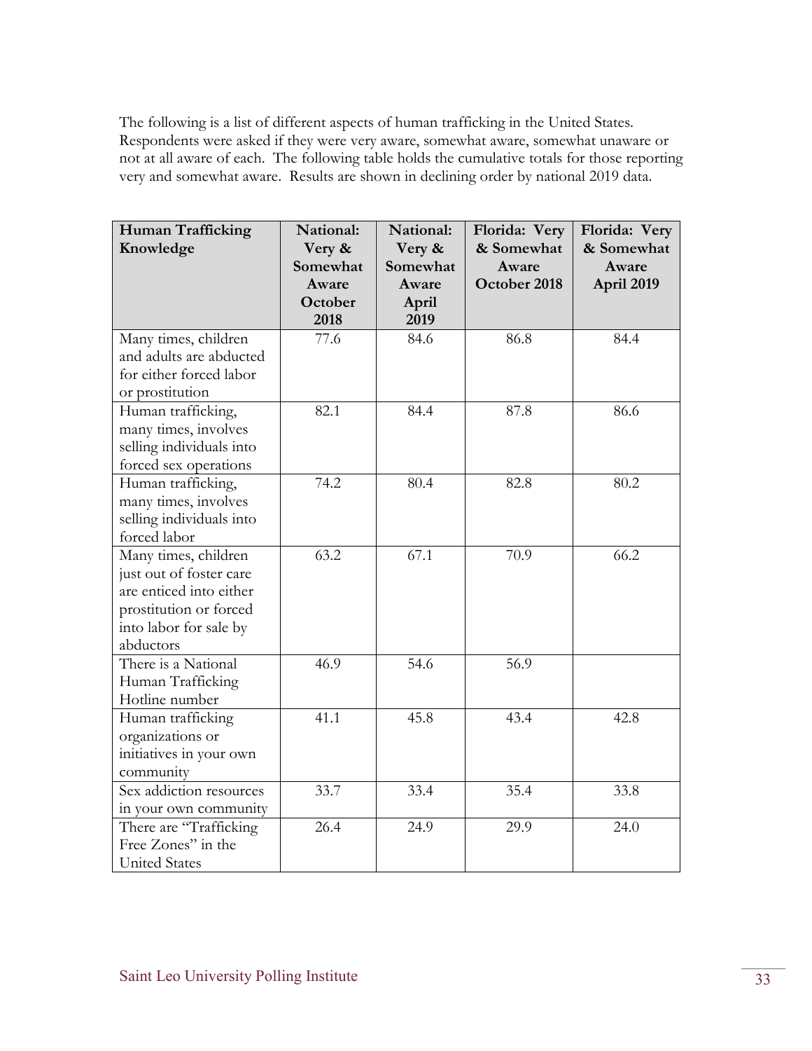The following is a list of different aspects of human trafficking in the United States. Respondents were asked if they were very aware, somewhat aware, somewhat unaware or not at all aware of each. The following table holds the cumulative totals for those reporting very and somewhat aware. Results are shown in declining order by national 2019 data.

| Human Trafficking Knowledge | National: Very & Somewhat Aware October 2018 | National: Very & Somewhat Aware April 2019 | Florida: Very & Somewhat Aware October 2018 | Florida: Very & Somewhat Aware April 2019 |
|---|---|---|---|---|
| Many times, children and adults are abducted for either forced labor or prostitution | 77.6 | 84.6 | 86.8 | 84.4 |
| Human trafficking, many times, involves selling individuals into forced sex operations | 82.1 | 84.4 | 87.8 | 86.6 |
| Human trafficking, many times, involves selling individuals into forced labor | 74.2 | 80.4 | 82.8 | 80.2 |
| Many times, children just out of foster care are enticed into either prostitution or forced into labor for sale by abductors | 63.2 | 67.1 | 70.9 | 66.2 |
| There is a National Human Trafficking Hotline number | 46.9 | 54.6 | 56.9 | |
| Human trafficking organizations or initiatives in your own community | 41.1 | 45.8 | 43.4 | 42.8 |
| Sex addiction resources in your own community | 33.7 | 33.4 | 35.4 | 33.8 |
| There are "Trafficking Free Zones" in the United States | 26.4 | 24.9 | 29.9 | 24.0 |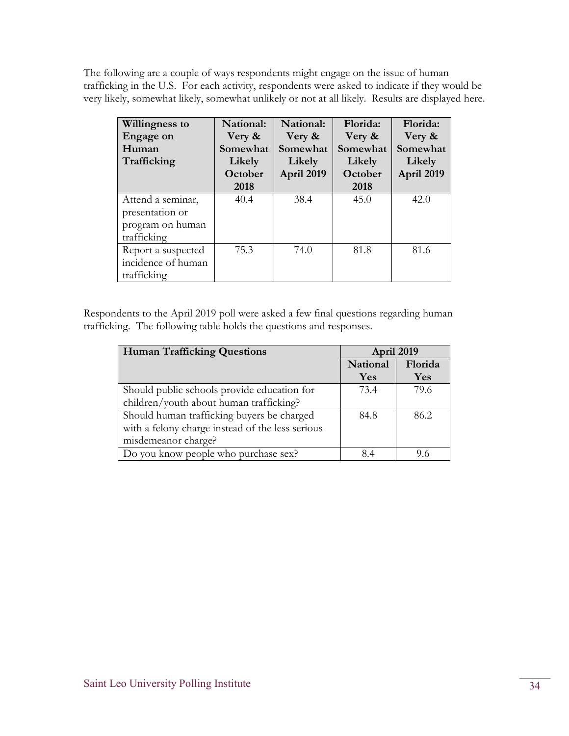The following are a couple of ways respondents might engage on the issue of human trafficking in the U.S. For each activity, respondents were asked to indicate if they would be very likely, somewhat likely, somewhat unlikely or not at all likely. Results are displayed here.

| Willingness to Engage on Human Trafficking | National: Very & Somewhat Likely October 2018 | National: Very & Somewhat Likely April 2019 | Florida: Very & Somewhat Likely October 2018 | Florida: Very & Somewhat Likely April 2019 |
|---|---|---|---|---|
| Attend a seminar, presentation or program on human trafficking | 40.4 | 38.4 | 45.0 | 42.0 |
| Report a suspected incidence of human trafficking | 75.3 | 74.0 | 81.8 | 81.6 |

Respondents to the April 2019 poll were asked a few final questions regarding human trafficking. The following table holds the questions and responses.

| Human Trafficking Questions | April 2019 | |
|---|---|---|
| | National Yes | Florida Yes |
| Should public schools provide education for children/youth about human trafficking? | 73.4 | 79.6 |
| Should human trafficking buyers be charged with a felony charge instead of the less serious misdemeanor charge? | 84.8 | 86.2 |
| Do you know people who purchase sex? | 8.4 | 9.6 |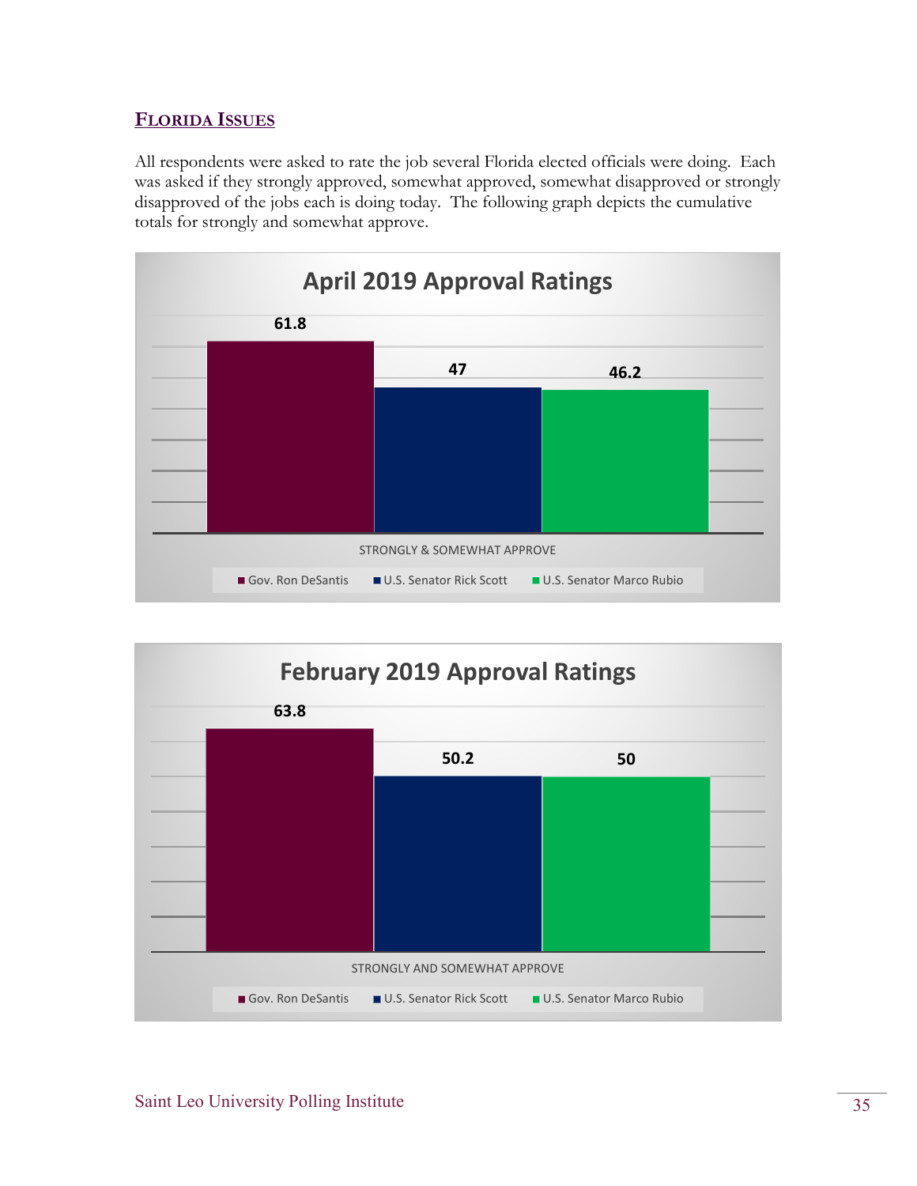## FLORIDA ISSUES

All respondents were asked to rate the job several Florida elected officials were doing. Each was asked if they strongly approved, somewhat approved, somewhat disapproved or strongly disapproved of the jobs each is doing today. The following graph depicts the cumulative totals for strongly and somewhat approve.

**April 2019 Approval Ratings**

| STRONGLY & SOMEWHAT APPROVE | |
|---|---|
| Gov. Ron DeSantis | 61.8 |
| U.S. Senator Rick Scott | 47 |
| U.S. Senator Marco Rubio | 46.2 |

**February 2019 Approval Ratings**

| STRONGLY AND SOMEWHAT APPROVE | |
|---|---|
| Gov. Ron DeSantis | 63.8 |
| U.S. Senator Rick Scott | 50.2 |
| U.S. Senator Marco Rubio | 50 |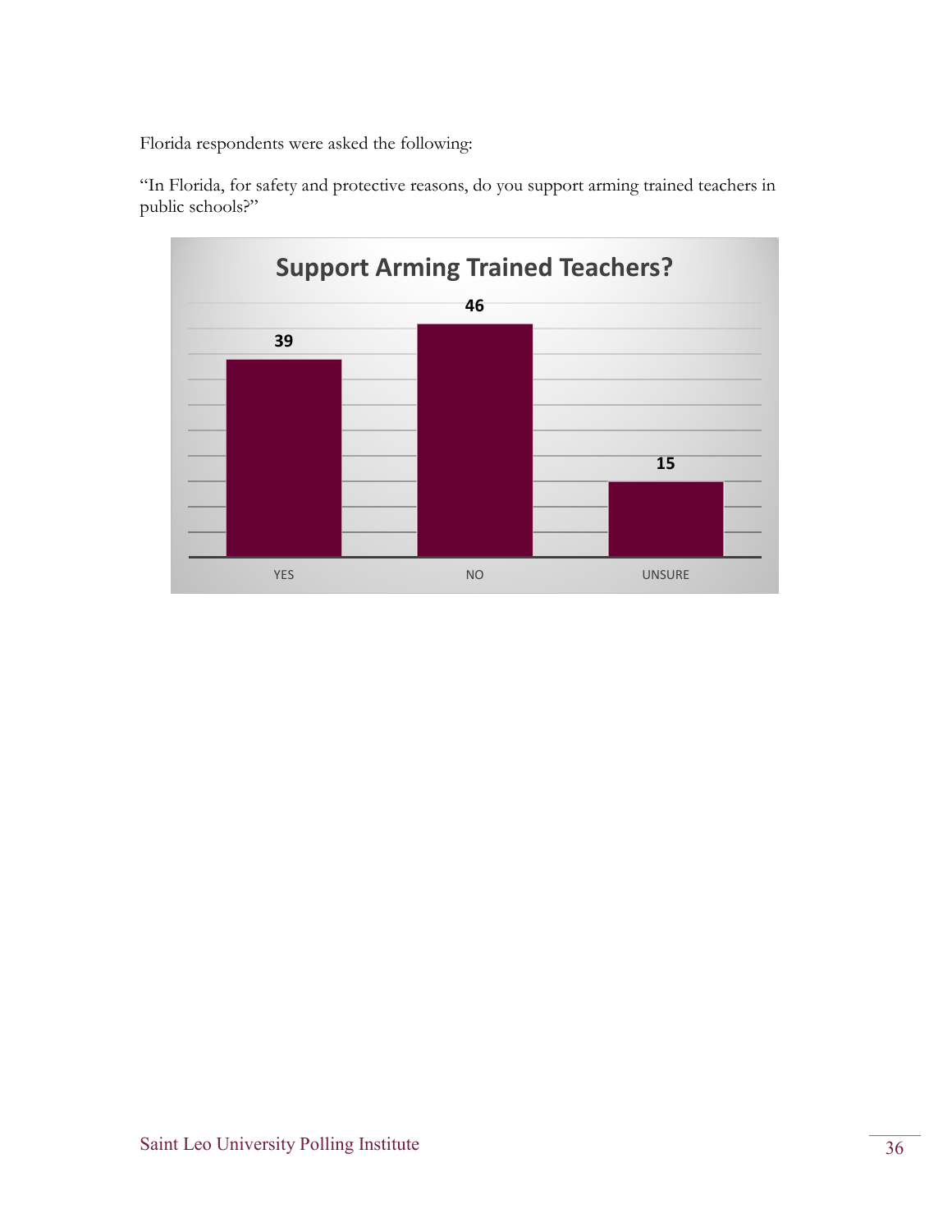Florida respondents were asked the following:

"In Florida, for safety and protective reasons, do you support arming trained teachers in public schools?"

**Support Arming Trained Teachers?**

| YES | NO | UNSURE |
|---|---|---|
| 39 | 46 | 15 |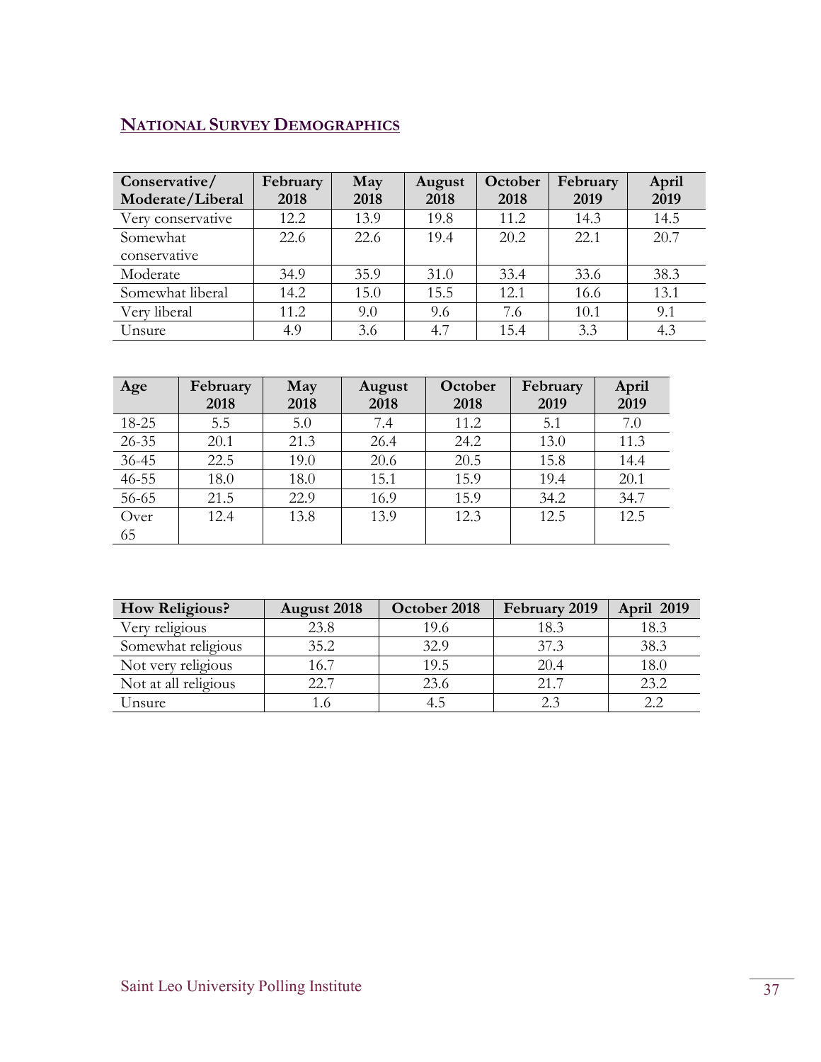## National Survey Demographics

| Conservative/ Moderate/Liberal | February 2018 | May 2018 | August 2018 | October 2018 | February 2019 | April 2019 |
|---|---|---|---|---|---|---|
| Very conservative | 12.2 | 13.9 | 19.8 | 11.2 | 14.3 | 14.5 |
| Somewhat conservative | 22.6 | 22.6 | 19.4 | 20.2 | 22.1 | 20.7 |
| Moderate | 34.9 | 35.9 | 31.0 | 33.4 | 33.6 | 38.3 |
| Somewhat liberal | 14.2 | 15.0 | 15.5 | 12.1 | 16.6 | 13.1 |
| Very liberal | 11.2 | 9.0 | 9.6 | 7.6 | 10.1 | 9.1 |
| Unsure | 4.9 | 3.6 | 4.7 | 15.4 | 3.3 | 4.3 |

| Age | February 2018 | May 2018 | August 2018 | October 2018 | February 2019 | April 2019 |
|---|---|---|---|---|---|---|
| 18-25 | 5.5 | 5.0 | 7.4 | 11.2 | 5.1 | 7.0 |
| 26-35 | 20.1 | 21.3 | 26.4 | 24.2 | 13.0 | 11.3 |
| 36-45 | 22.5 | 19.0 | 20.6 | 20.5 | 15.8 | 14.4 |
| 46-55 | 18.0 | 18.0 | 15.1 | 15.9 | 19.4 | 20.1 |
| 56-65 | 21.5 | 22.9 | 16.9 | 15.9 | 34.2 | 34.7 |
| Over 65 | 12.4 | 13.8 | 13.9 | 12.3 | 12.5 | 12.5 |

| How Religious? | August 2018 | October 2018 | February 2019 | April 2019 |
|---|---|---|---|---|
| Very religious | 23.8 | 19.6 | 18.3 | 18.3 |
| Somewhat religious | 35.2 | 32.9 | 37.3 | 38.3 |
| Not very religious | 16.7 | 19.5 | 20.4 | 18.0 |
| Not at all religious | 22.7 | 23.6 | 21.7 | 23.2 |
| Unsure | 1.6 | 4.5 | 2.3 | 2.2 |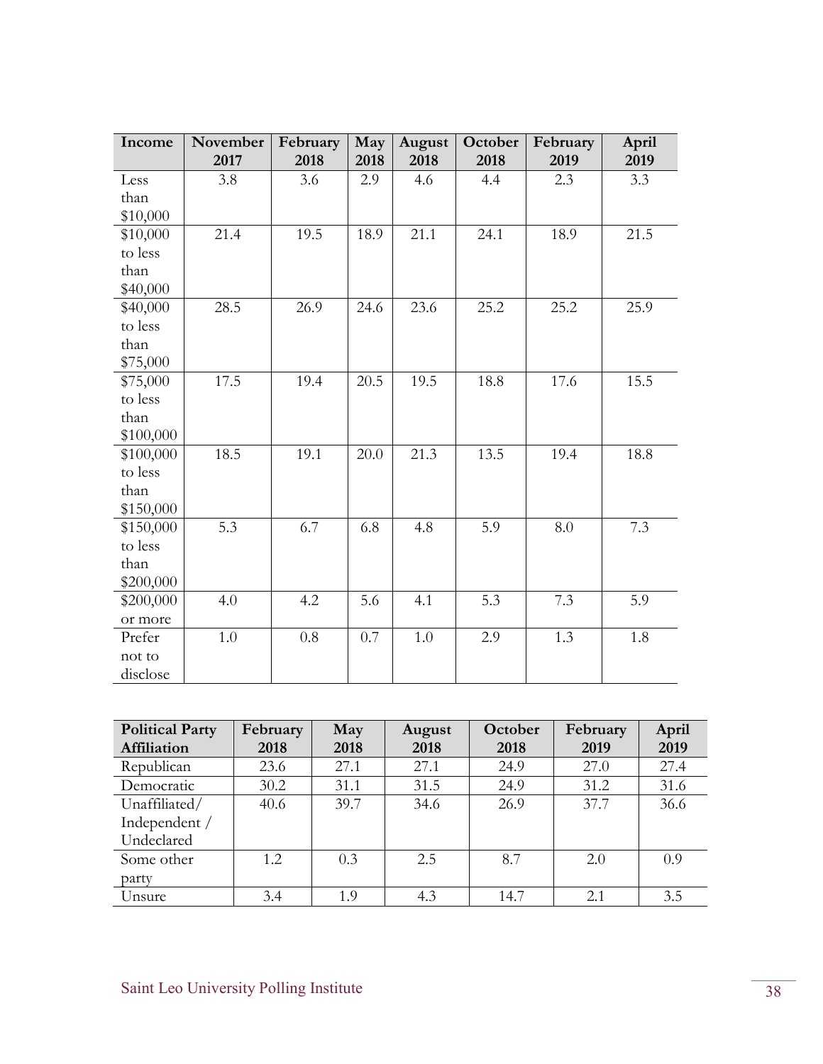| Income | November 2017 | February 2018 | May 2018 | August 2018 | October 2018 | February 2019 | April 2019 |
|---|---|---|---|---|---|---|---|
| Less than $10,000 | 3.8 | 3.6 | 2.9 | 4.6 | 4.4 | 2.3 | 3.3 |
| $10,000 to less than $40,000 | 21.4 | 19.5 | 18.9 | 21.1 | 24.1 | 18.9 | 21.5 |
| $40,000 to less than $75,000 | 28.5 | 26.9 | 24.6 | 23.6 | 25.2 | 25.2 | 25.9 |
| $75,000 to less than $100,000 | 17.5 | 19.4 | 20.5 | 19.5 | 18.8 | 17.6 | 15.5 |
| $100,000 to less than $150,000 | 18.5 | 19.1 | 20.0 | 21.3 | 13.5 | 19.4 | 18.8 |
| $150,000 to less than $200,000 | 5.3 | 6.7 | 6.8 | 4.8 | 5.9 | 8.0 | 7.3 |
| $200,000 or more | 4.0 | 4.2 | 5.6 | 4.1 | 5.3 | 7.3 | 5.9 |
| Prefer not to disclose | 1.0 | 0.8 | 0.7 | 1.0 | 2.9 | 1.3 | 1.8 |

| Political Party Affiliation | February 2018 | May 2018 | August 2018 | October 2018 | February 2019 | April 2019 |
|---|---|---|---|---|---|---|
| Republican | 23.6 | 27.1 | 27.1 | 24.9 | 27.0 | 27.4 |
| Democratic | 30.2 | 31.1 | 31.5 | 24.9 | 31.2 | 31.6 |
| Unaffiliated/ Independent / Undeclared | 40.6 | 39.7 | 34.6 | 26.9 | 37.7 | 36.6 |
| Some other party | 1.2 | 0.3 | 2.5 | 8.7 | 2.0 | 0.9 |
| Unsure | 3.4 | 1.9 | 4.3 | 14.7 | 2.1 | 3.5 |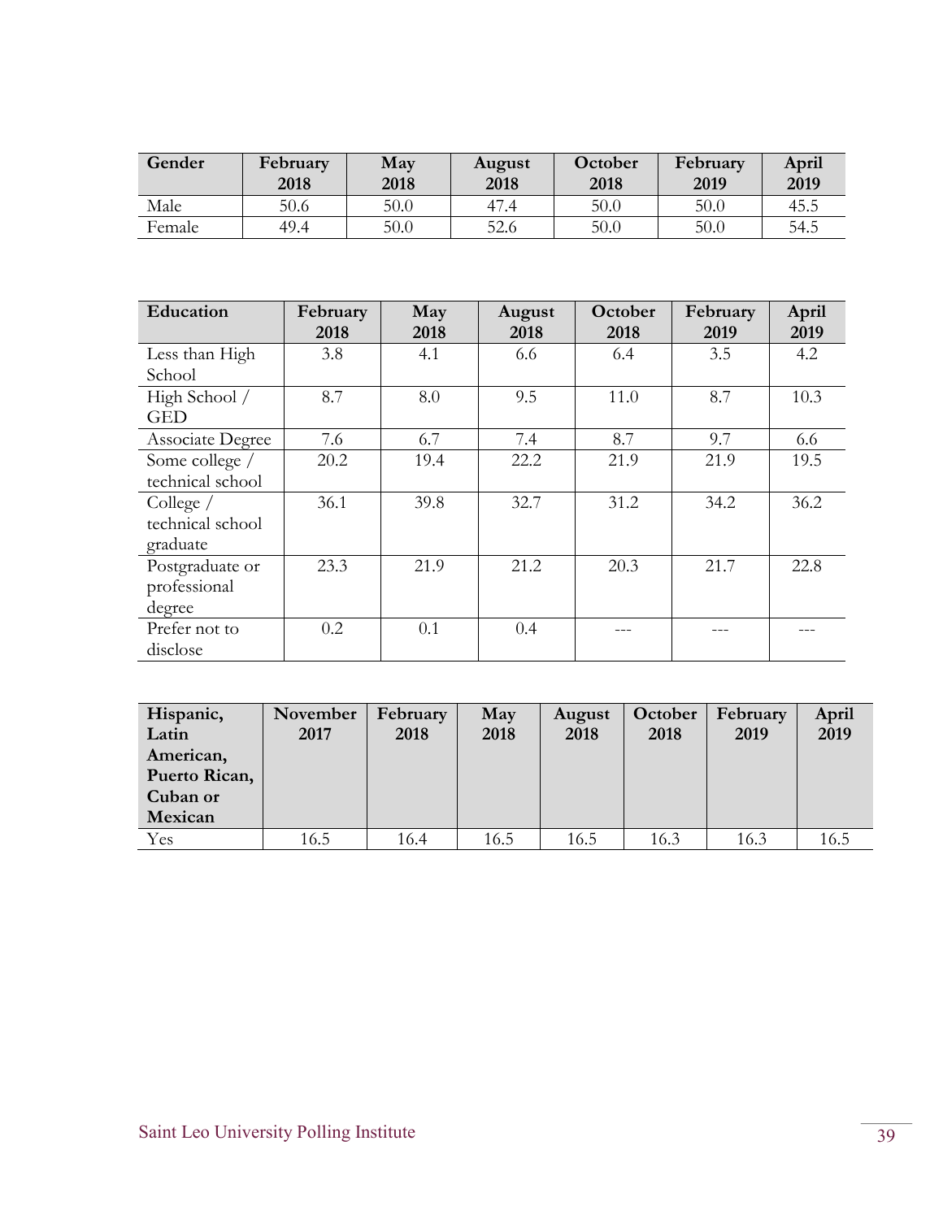| Gender | February 2018 | May 2018 | August 2018 | October 2018 | February 2019 | April 2019 |
|---|---|---|---|---|---|---|
| Male | 50.6 | 50.0 | 47.4 | 50.0 | 50.0 | 45.5 |
| Female | 49.4 | 50.0 | 52.6 | 50.0 | 50.0 | 54.5 |

| Education | February 2018 | May 2018 | August 2018 | October 2018 | February 2019 | April 2019 |
|---|---|---|---|---|---|---|
| Less than High School | 3.8 | 4.1 | 6.6 | 6.4 | 3.5 | 4.2 |
| High School / GED | 8.7 | 8.0 | 9.5 | 11.0 | 8.7 | 10.3 |
| Associate Degree | 7.6 | 6.7 | 7.4 | 8.7 | 9.7 | 6.6 |
| Some college / technical school | 20.2 | 19.4 | 22.2 | 21.9 | 21.9 | 19.5 |
| College / technical school graduate | 36.1 | 39.8 | 32.7 | 31.2 | 34.2 | 36.2 |
| Postgraduate or professional degree | 23.3 | 21.9 | 21.2 | 20.3 | 21.7 | 22.8 |
| Prefer not to disclose | 0.2 | 0.1 | 0.4 | --- | --- | --- |

| Hispanic, Latin American, Puerto Rican, Cuban or Mexican | November 2017 | February 2018 | May 2018 | August 2018 | October 2018 | February 2019 | April 2019 |
|---|---|---|---|---|---|---|---|
| Yes | 16.5 | 16.4 | 16.5 | 16.5 | 16.3 | 16.3 | 16.5 |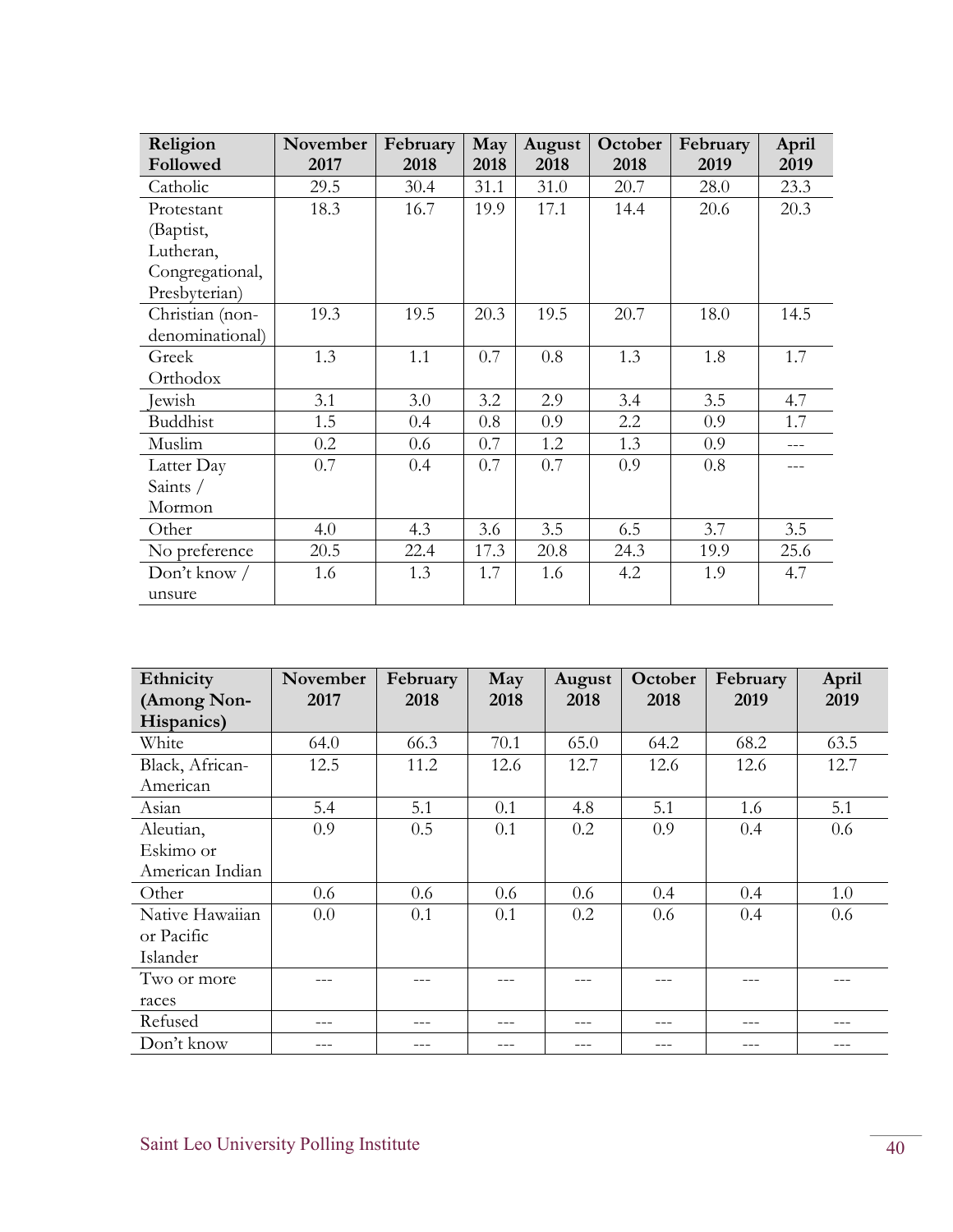| Religion Followed | November 2017 | February 2018 | May 2018 | August 2018 | October 2018 | February 2019 | April 2019 |
|---|---|---|---|---|---|---|---|
| Catholic | 29.5 | 30.4 | 31.1 | 31.0 | 20.7 | 28.0 | 23.3 |
| Protestant (Baptist, Lutheran, Congregational, Presbyterian) | 18.3 | 16.7 | 19.9 | 17.1 | 14.4 | 20.6 | 20.3 |
| Christian (non-denominational) | 19.3 | 19.5 | 20.3 | 19.5 | 20.7 | 18.0 | 14.5 |
| Greek Orthodox | 1.3 | 1.1 | 0.7 | 0.8 | 1.3 | 1.8 | 1.7 |
| Jewish | 3.1 | 3.0 | 3.2 | 2.9 | 3.4 | 3.5 | 4.7 |
| Buddhist | 1.5 | 0.4 | 0.8 | 0.9 | 2.2 | 0.9 | 1.7 |
| Muslim | 0.2 | 0.6 | 0.7 | 1.2 | 1.3 | 0.9 | --- |
| Latter Day Saints / Mormon | 0.7 | 0.4 | 0.7 | 0.7 | 0.9 | 0.8 | --- |
| Other | 4.0 | 4.3 | 3.6 | 3.5 | 6.5 | 3.7 | 3.5 |
| No preference | 20.5 | 22.4 | 17.3 | 20.8 | 24.3 | 19.9 | 25.6 |
| Don't know / unsure | 1.6 | 1.3 | 1.7 | 1.6 | 4.2 | 1.9 | 4.7 |

| Ethnicity (Among Non-Hispanics) | November 2017 | February 2018 | May 2018 | August 2018 | October 2018 | February 2019 | April 2019 |
|---|---|---|---|---|---|---|---|
| White | 64.0 | 66.3 | 70.1 | 65.0 | 64.2 | 68.2 | 63.5 |
| Black, African-American | 12.5 | 11.2 | 12.6 | 12.7 | 12.6 | 12.6 | 12.7 |
| Asian | 5.4 | 5.1 | 0.1 | 4.8 | 5.1 | 1.6 | 5.1 |
| Aleutian, Eskimo or American Indian | 0.9 | 0.5 | 0.1 | 0.2 | 0.9 | 0.4 | 0.6 |
| Other | 0.6 | 0.6 | 0.6 | 0.6 | 0.4 | 0.4 | 1.0 |
| Native Hawaiian or Pacific Islander | 0.0 | 0.1 | 0.1 | 0.2 | 0.6 | 0.4 | 0.6 |
| Two or more races | --- | --- | --- | --- | --- | --- | --- |
| Refused | --- | --- | --- | --- | --- | --- | --- |
| Don't know | --- | --- | --- | --- | --- | --- | --- |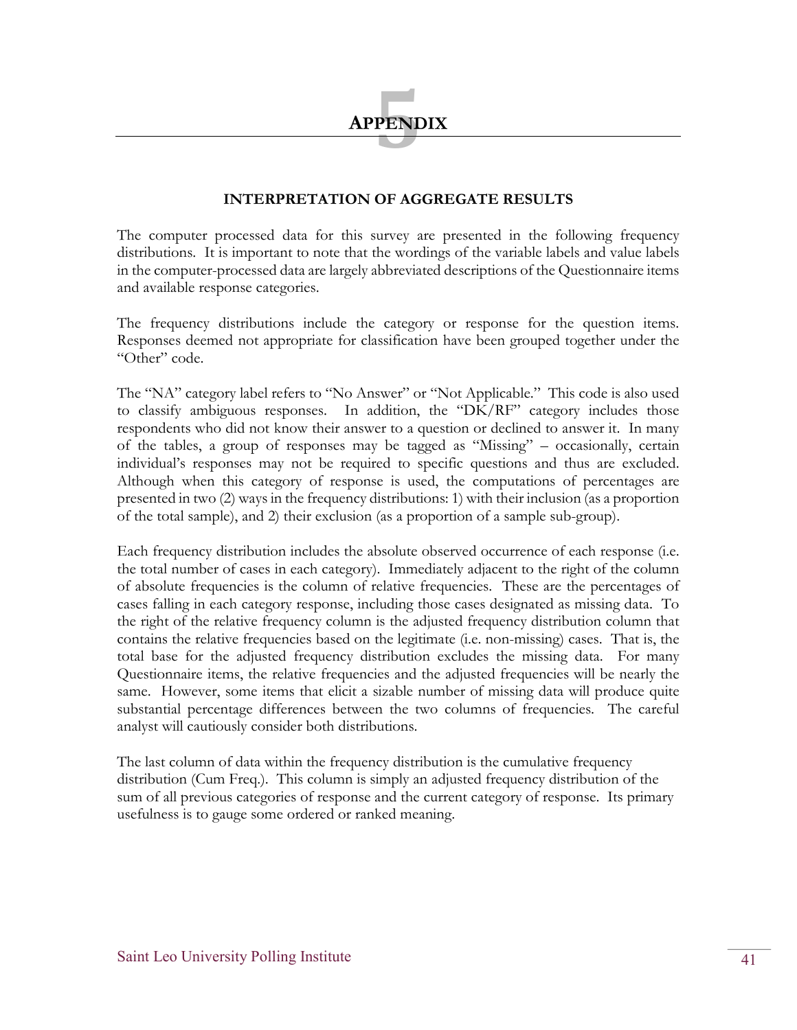# 5 APPENDIX

## INTERPRETATION OF AGGREGATE RESULTS

The computer processed data for this survey are presented in the following frequency distributions. It is important to note that the wordings of the variable labels and value labels in the computer-processed data are largely abbreviated descriptions of the Questionnaire items and available response categories.

The frequency distributions include the category or response for the question items. Responses deemed not appropriate for classification have been grouped together under the "Other" code.

The "NA" category label refers to "No Answer" or "Not Applicable." This code is also used to classify ambiguous responses. In addition, the "DK/RF" category includes those respondents who did not know their answer to a question or declined to answer it. In many of the tables, a group of responses may be tagged as "Missing" – occasionally, certain individual's responses may not be required to specific questions and thus are excluded. Although when this category of response is used, the computations of percentages are presented in two (2) ways in the frequency distributions: 1) with their inclusion (as a proportion of the total sample), and 2) their exclusion (as a proportion of a sample sub-group).

Each frequency distribution includes the absolute observed occurrence of each response (i.e. the total number of cases in each category). Immediately adjacent to the right of the column of absolute frequencies is the column of relative frequencies. These are the percentages of cases falling in each category response, including those cases designated as missing data. To the right of the relative frequency column is the adjusted frequency distribution column that contains the relative frequencies based on the legitimate (i.e. non-missing) cases. That is, the total base for the adjusted frequency distribution excludes the missing data. For many Questionnaire items, the relative frequencies and the adjusted frequencies will be nearly the same. However, some items that elicit a sizable number of missing data will produce quite substantial percentage differences between the two columns of frequencies. The careful analyst will cautiously consider both distributions.

The last column of data within the frequency distribution is the cumulative frequency distribution (Cum Freq.). This column is simply an adjusted frequency distribution of the sum of all previous categories of response and the current category of response. Its primary usefulness is to gauge some ordered or ranked meaning.